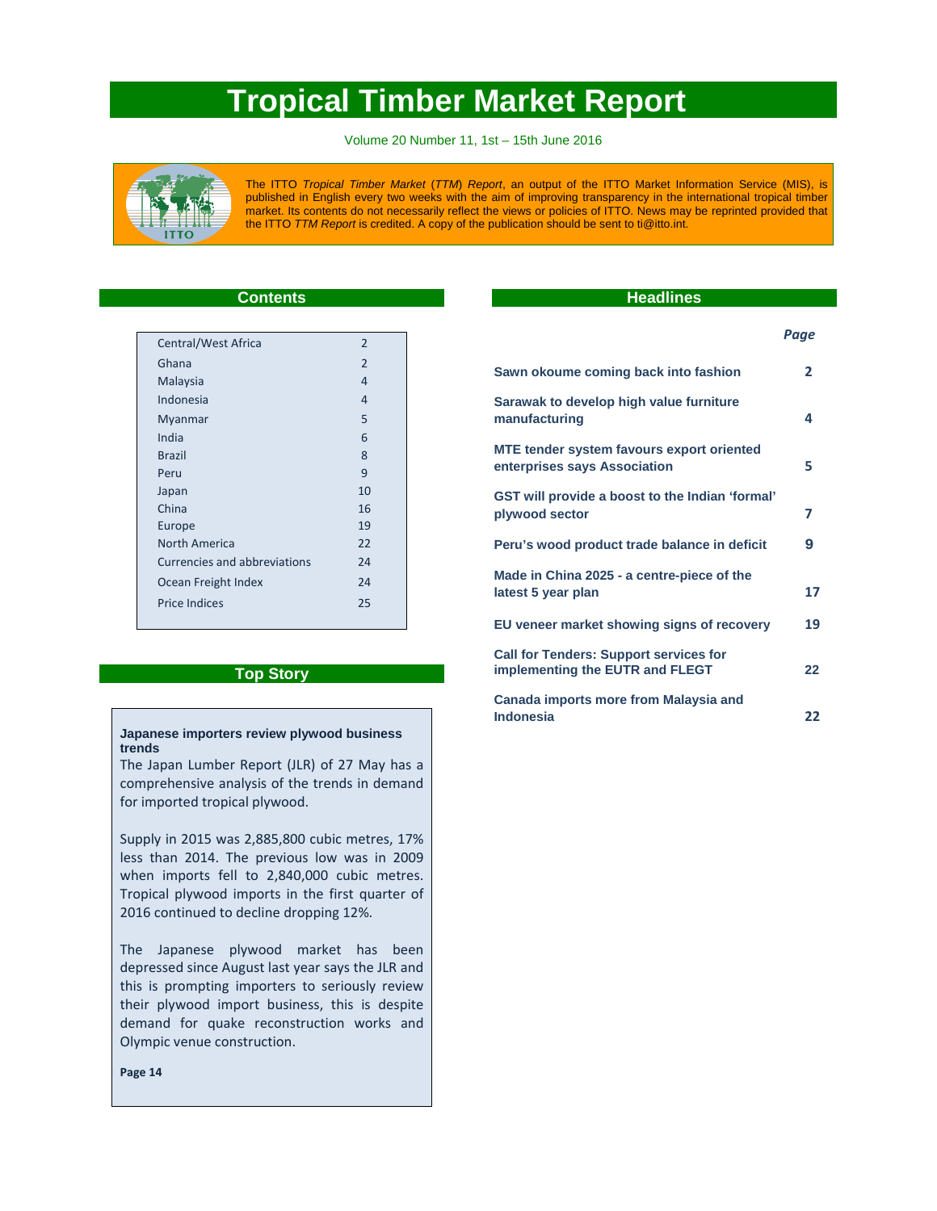# Tropical Timber Market Report

Volume 20 Number 11, 1st – 15th June 2016

The ITTO *Tropical Timber Market* (*TTM*) *Report*, an output of the ITTO Market Information Service (MIS), is published in English every two weeks with the aim of improving transparency in the international tropical timber market. Its contents do not necessarily reflect the views or policies of ITTO. News may be reprinted provided that the ITTO *TTM Report* is credited. A copy of the publication should be sent to ti@itto.int.

## Contents

| | |
|---|---|
| Central/West Africa | 2 |
| Ghana | 2 |
| Malaysia | 4 |
| Indonesia | 4 |
| Myanmar | 5 |
| India | 6 |
| Brazil | 8 |
| Peru | 9 |
| Japan | 10 |
| China | 16 |
| Europe | 19 |
| North America | 22 |
| Currencies and abbreviations | 24 |
| Ocean Freight Index | 24 |
| Price Indices | 25 |

## Top Story

**Japanese importers review plywood business trends**

The Japan Lumber Report (JLR) of 27 May has a comprehensive analysis of the trends in demand for imported tropical plywood.

Supply in 2015 was 2,885,800 cubic metres, 17% less than 2014. The previous low was in 2009 when imports fell to 2,840,000 cubic metres. Tropical plywood imports in the first quarter of 2016 continued to decline dropping 12%.

The Japanese plywood market has been depressed since August last year says the JLR and this is prompting importers to seriously review their plywood import business, this is despite demand for quake reconstruction works and Olympic venue construction.

**Page 14**

## Headlines

| | *Page* |
|---|---|
| **Sawn okoume coming back into fashion** | **2** |
| **Sarawak to develop high value furniture manufacturing** | **4** |
| **MTE tender system favours export oriented enterprises says Association** | **5** |
| **GST will provide a boost to the Indian 'formal' plywood sector** | **7** |
| **Peru's wood product trade balance in deficit** | **9** |
| **Made in China 2025 - a centre-piece of the latest 5 year plan** | **17** |
| **EU veneer market showing signs of recovery** | **19** |
| **Call for Tenders: Support services for implementing the EUTR and FLEGT** | **22** |
| **Canada imports more from Malaysia and Indonesia** | **22** |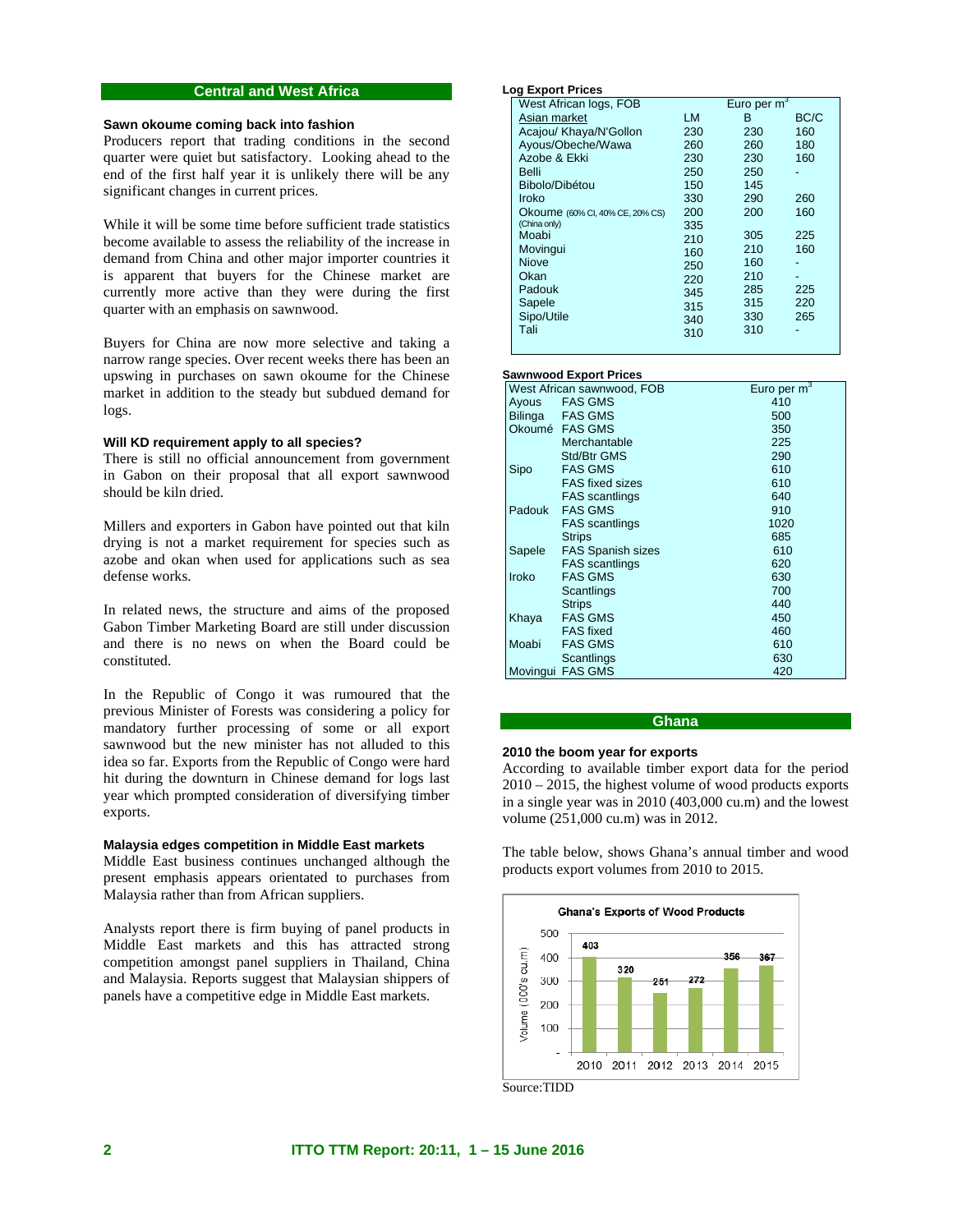## Central and West Africa

### Sawn okoume coming back into fashion

Producers report that trading conditions in the second quarter were quiet but satisfactory. Looking ahead to the end of the first half year it is unlikely there will be any significant changes in current prices.

While it will be some time before sufficient trade statistics become available to assess the reliability of the increase in demand from China and other major importer countries it is apparent that buyers for the Chinese market are currently more active than they were during the first quarter with an emphasis on sawnwood.

Buyers for China are now more selective and taking a narrow range species. Over recent weeks there has been an upswing in purchases on sawn okoume for the Chinese market in addition to the steady but subdued demand for logs.

### Will KD requirement apply to all species?

There is still no official announcement from government in Gabon on their proposal that all export sawnwood should be kiln dried.

Millers and exporters in Gabon have pointed out that kiln drying is not a market requirement for species such as azobe and okan when used for applications such as sea defense works.

In related news, the structure and aims of the proposed Gabon Timber Marketing Board are still under discussion and there is no news on when the Board could be constituted.

In the Republic of Congo it was rumoured that the previous Minister of Forests was considering a policy for mandatory further processing of some or all export sawnwood but the new minister has not alluded to this idea so far. Exports from the Republic of Congo were hard hit during the downturn in Chinese demand for logs last year which prompted consideration of diversifying timber exports.

### Malaysia edges competition in Middle East markets

Middle East business continues unchanged although the present emphasis appears orientated to purchases from Malaysia rather than from African suppliers.

Analysts report there is firm buying of panel products in Middle East markets and this has attracted strong competition amongst panel suppliers in Thailand, China and Malaysia. Reports suggest that Malaysian shippers of panels have a competitive edge in Middle East markets.

**Log Export Prices**

| West African logs, FOB | Euro per m³ | | |
|---|---|---|---|
| Asian market | LM | B | BC/C |
| Acajou/ Khaya/N'Gollon | 230 | 230 | 160 |
| Ayous/Obeche/Wawa | 260 | 260 | 180 |
| Azobe & Ekki | 230 | 230 | 160 |
| Belli | 250 | 250 | - |
| Bibolo/Dibétou | 150 | 145 | |
| Iroko | 330 | 290 | 260 |
| Okoume (60% CI, 40% CE, 20% CS) | 200 | 200 | 160 |
| (China only) | 335 | | |
| Moabi | 210 | 305 | 225 |
| Movingui | 160 | 210 | 160 |
| Niove | 250 | 160 | - |
| Okan | 220 | 210 | - |
| Padouk | 345 | 285 | 225 |
| Sapele | 315 | 315 | 220 |
| Sipo/Utile | 340 | 330 | 265 |
| Tali | 310 | 310 | - |

**Sawnwood Export Prices**

| West African sawnwood, FOB | | Euro per m³ |
|---|---|---|
| Ayous | FAS GMS | 410 |
| Bilinga | FAS GMS | 500 |
| Okoumé | FAS GMS | 350 |
| | Merchantable | 225 |
| | Std/Btr GMS | 290 |
| Sipo | FAS GMS | 610 |
| | FAS fixed sizes | 610 |
| | FAS scantlings | 640 |
| Padouk | FAS GMS | 910 |
| | FAS scantlings | 1020 |
| | Strips | 685 |
| Sapele | FAS Spanish sizes | 610 |
| | FAS scantlings | 620 |
| Iroko | FAS GMS | 630 |
| | Scantlings | 700 |
| | Strips | 440 |
| Khaya | FAS GMS | 450 |
| | FAS fixed | 460 |
| Moabi | FAS GMS | 610 |
| | Scantlings | 630 |
| Movingui | FAS GMS | 420 |

## Ghana

### 2010 the boom year for exports

According to available timber export data for the period 2010 – 2015, the highest volume of wood products exports in a single year was in 2010 (403,000 cu.m) and the lowest volume (251,000 cu.m) was in 2012.

The table below, shows Ghana's annual timber and wood products export volumes from 2010 to 2015.

**Ghana's Exports of Wood Products**

| Year | Volume (000's cu.m) |
|---|---|
| 2010 | 403 |
| 2011 | 320 |
| 2012 | 251 |
| 2013 | 272 |
| 2014 | 356 |
| 2015 | 367 |

Source:TIDD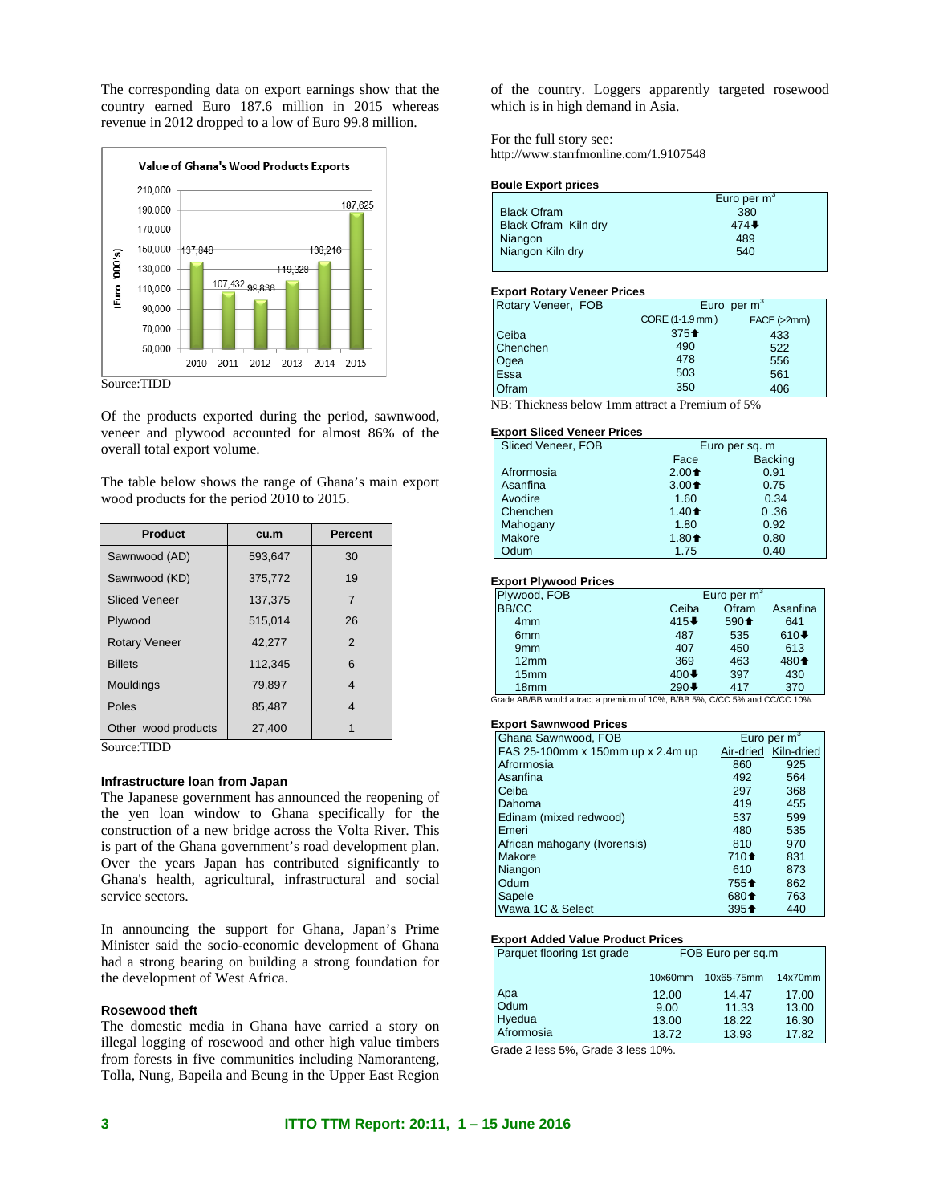The corresponding data on export earnings show that the country earned Euro 187.6 million in 2015 whereas revenue in 2012 dropped to a low of Euro 99.8 million.

**Value of Ghana's Wood Products Exports**

| Year | Euro '000's |
|---|---|
| 2010 | 137,848 |
| 2011 | 107,432 |
| 2012 | 99,836 |
| 2013 | 119,328 |
| 2014 | 138,216 |
| 2015 | 187,625 |

Source:TIDD

Of the products exported during the period, sawnwood, veneer and plywood accounted for almost 86% of the overall total export volume.

The table below shows the range of Ghana's main export wood products for the period 2010 to 2015.

| Product | cu.m | Percent |
|---|---|---|
| Sawnwood (AD) | 593,647 | 30 |
| Sawnwood (KD) | 375,772 | 19 |
| Sliced Veneer | 137,375 | 7 |
| Plywood | 515,014 | 26 |
| Rotary Veneer | 42,277 | 2 |
| Billets | 112,345 | 6 |
| Mouldings | 79,897 | 4 |
| Poles | 85,487 | 4 |
| Other wood products | 27,400 | 1 |

Source:TIDD

### Infrastructure loan from Japan

The Japanese government has announced the reopening of the yen loan window to Ghana specifically for the construction of a new bridge across the Volta River. This is part of the Ghana government's road development plan. Over the years Japan has contributed significantly to Ghana's health, agricultural, infrastructural and social service sectors.

In announcing the support for Ghana, Japan's Prime Minister said the socio-economic development of Ghana had a strong bearing on building a strong foundation for the development of West Africa.

### Rosewood theft

The domestic media in Ghana have carried a story on illegal logging of rosewood and other high value timbers from forests in five communities including Namoranteng, Tolla, Nung, Bapeila and Beung in the Upper East Region of the country. Loggers apparently targeted rosewood which is in high demand in Asia.

For the full story see:
http://www.starrfmonline.com/1.9107548

**Boule Export prices**

| | Euro per m$^3$ |
|---|---|
| Black Ofram | 380 |
| Black Ofram Kiln dry | 474⬇ |
| Niangon | 489 |
| Niangon Kiln dry | 540 |

**Export Rotary Veneer Prices**

| Rotary Veneer, FOB | Euro per m$^3$ | |
|---|---|---|
| | CORE (1-1.9 mm) | FACE (>2mm) |
| Ceiba | 375⬆ | 433 |
| Chenchen | 490 | 522 |
| Ogea | 478 | 556 |
| Essa | 503 | 561 |
| Ofram | 350 | 406 |

NB: Thickness below 1mm attract a Premium of 5%

**Export Sliced Veneer Prices**

| Sliced Veneer, FOB | Euro per sq. m | |
|---|---|---|
| | Face | Backing |
| Afrormosia | 2.00⬆ | 0.91 |
| Asanfina | 3.00⬆ | 0.75 |
| Avodire | 1.60 | 0.34 |
| Chenchen | 1.40⬆ | 0 .36 |
| Mahogany | 1.80 | 0.92 |
| Makore | 1.80⬆ | 0.80 |
| Odum | 1.75 | 0.40 |

**Export Plywood Prices**

| Plywood, FOB | Euro per m$^3$ | | |
|---|---|---|---|
| BB/CC | Ceiba | Ofram | Asanfina |
| 4mm | 415⬇ | 590⬆ | 641 |
| 6mm | 487 | 535 | 610⬇ |
| 9mm | 407 | 450 | 613 |
| 12mm | 369 | 463 | 480⬆ |
| 15mm | 400⬇ | 397 | 430 |
| 18mm | 290⬇ | 417 | 370 |

Grade AB/BB would attract a premium of 10%, B/BB 5%, C/CC 5% and CC/CC 10%.

**Export Sawnwood Prices**

| Ghana Sawnwood, FOB | Euro per m$^3$ | |
|---|---|---|
| FAS 25-100mm x 150mm up x 2.4m up | Air-dried | Kiln-dried |
| Afrormosia | 860 | 925 |
| Asanfina | 492 | 564 |
| Ceiba | 297 | 368 |
| Dahoma | 419 | 455 |
| Edinam (mixed redwood) | 537 | 599 |
| Emeri | 480 | 535 |
| African mahogany (Ivorensis) | 810 | 970 |
| Makore | 710⬆ | 831 |
| Niangon | 610 | 873 |
| Odum | 755⬆ | 862 |
| Sapele | 680⬆ | 763 |
| Wawa 1C & Select | 395⬆ | 440 |

**Export Added Value Product Prices**

| Parquet flooring 1st grade | FOB Euro per sq.m | | |
|---|---|---|---|
| | 10x60mm | 10x65-75mm | 14x70mm |
| Apa | 12.00 | 14.47 | 17.00 |
| Odum | 9.00 | 11.33 | 13.00 |
| Hyedua | 13.00 | 18.22 | 16.30 |
| Afrormosia | 13.72 | 13.93 | 17.82 |

Grade 2 less 5%, Grade 3 less 10%.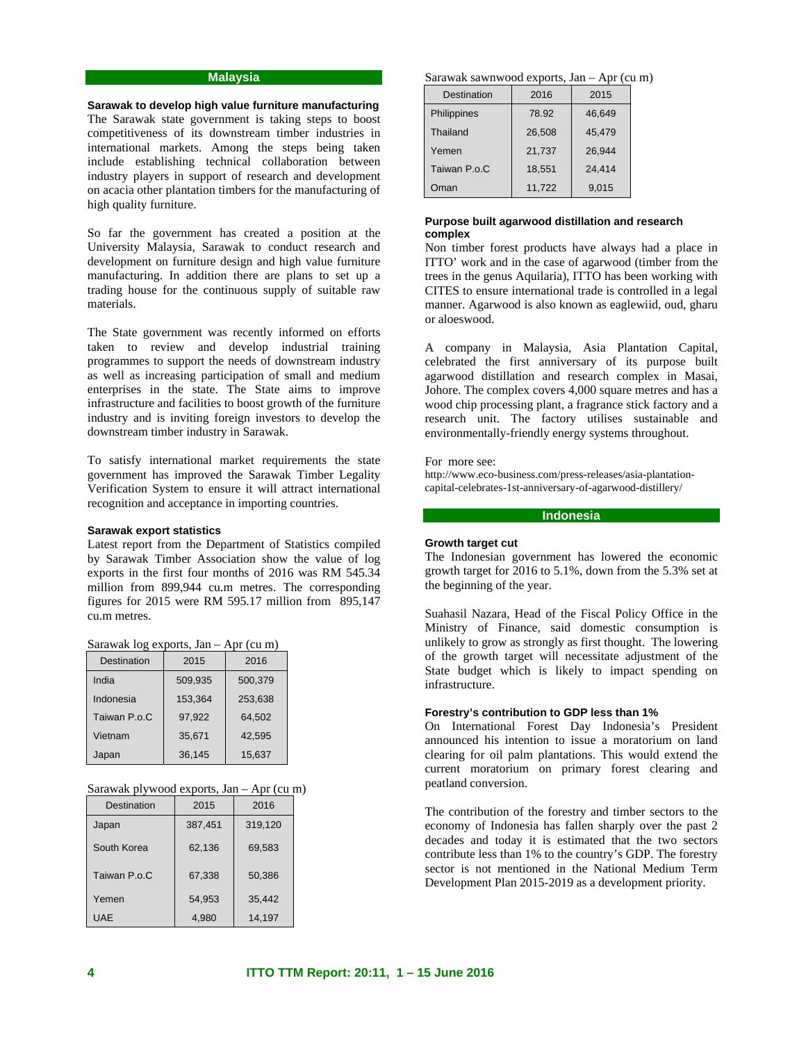## Malaysia

### Sarawak to develop high value furniture manufacturing

The Sarawak state government is taking steps to boost competitiveness of its downstream timber industries in international markets. Among the steps being taken include establishing technical collaboration between industry players in support of research and development on acacia other plantation timbers for the manufacturing of high quality furniture.

So far the government has created a position at the University Malaysia, Sarawak to conduct research and development on furniture design and high value furniture manufacturing. In addition there are plans to set up a trading house for the continuous supply of suitable raw materials.

The State government was recently informed on efforts taken to review and develop industrial training programmes to support the needs of downstream industry as well as increasing participation of small and medium enterprises in the state. The State aims to improve infrastructure and facilities to boost growth of the furniture industry and is inviting foreign investors to develop the downstream timber industry in Sarawak.

To satisfy international market requirements the state government has improved the Sarawak Timber Legality Verification System to ensure it will attract international recognition and acceptance in importing countries.

### Sarawak export statistics

Latest report from the Department of Statistics compiled by Sarawak Timber Association show the value of log exports in the first four months of 2016 was RM 545.34 million from 899,944 cu.m metres. The corresponding figures for 2015 were RM 595.17 million from 895,147 cu.m metres.

Sarawak log exports, Jan – Apr (cu m)

| Destination | 2015 | 2016 |
|---|---|---|
| India | 509,935 | 500,379 |
| Indonesia | 153,364 | 253,638 |
| Taiwan P.o.C | 97,922 | 64,502 |
| Vietnam | 35,671 | 42,595 |
| Japan | 36,145 | 15,637 |

Sarawak plywood exports, Jan – Apr (cu m)

| Destination | 2015 | 2016 |
|---|---|---|
| Japan | 387,451 | 319,120 |
| South Korea | 62,136 | 69,583 |
| Taiwan P.o.C | 67,338 | 50,386 |
| Yemen | 54,953 | 35,442 |
| UAE | 4,980 | 14,197 |

Sarawak sawnwood exports, Jan – Apr (cu m)

| Destination | 2016 | 2015 |
|---|---|---|
| Philippines | 78.92 | 46,649 |
| Thailand | 26,508 | 45,479 |
| Yemen | 21,737 | 26,944 |
| Taiwan P.o.C | 18,551 | 24,414 |
| Oman | 11,722 | 9,015 |

### Purpose built agarwood distillation and research complex

Non timber forest products have always had a place in ITTO' work and in the case of agarwood (timber from the trees in the genus Aquilaria), ITTO has been working with CITES to ensure international trade is controlled in a legal manner. Agarwood is also known as eaglewiid, oud, gharu or aloeswood.

A company in Malaysia, Asia Plantation Capital, celebrated the first anniversary of its purpose built agarwood distillation and research complex in Masai, Johore. The complex covers 4,000 square metres and has a wood chip processing plant, a fragrance stick factory and a research unit. The factory utilises sustainable and environmentally-friendly energy systems throughout.

For more see:
http://www.eco-business.com/press-releases/asia-plantation-capital-celebrates-1st-anniversary-of-agarwood-distillery/

## Indonesia

### Growth target cut

The Indonesian government has lowered the economic growth target for 2016 to 5.1%, down from the 5.3% set at the beginning of the year.

Suahasil Nazara, Head of the Fiscal Policy Office in the Ministry of Finance, said domestic consumption is unlikely to grow as strongly as first thought. The lowering of the growth target will necessitate adjustment of the State budget which is likely to impact spending on infrastructure.

### Forestry's contribution to GDP less than 1%

On International Forest Day Indonesia's President announced his intention to issue a moratorium on land clearing for oil palm plantations. This would extend the current moratorium on primary forest clearing and peatland conversion.

The contribution of the forestry and timber sectors to the economy of Indonesia has fallen sharply over the past 2 decades and today it is estimated that the two sectors contribute less than 1% to the country's GDP. The forestry sector is not mentioned in the National Medium Term Development Plan 2015-2019 as a development priority.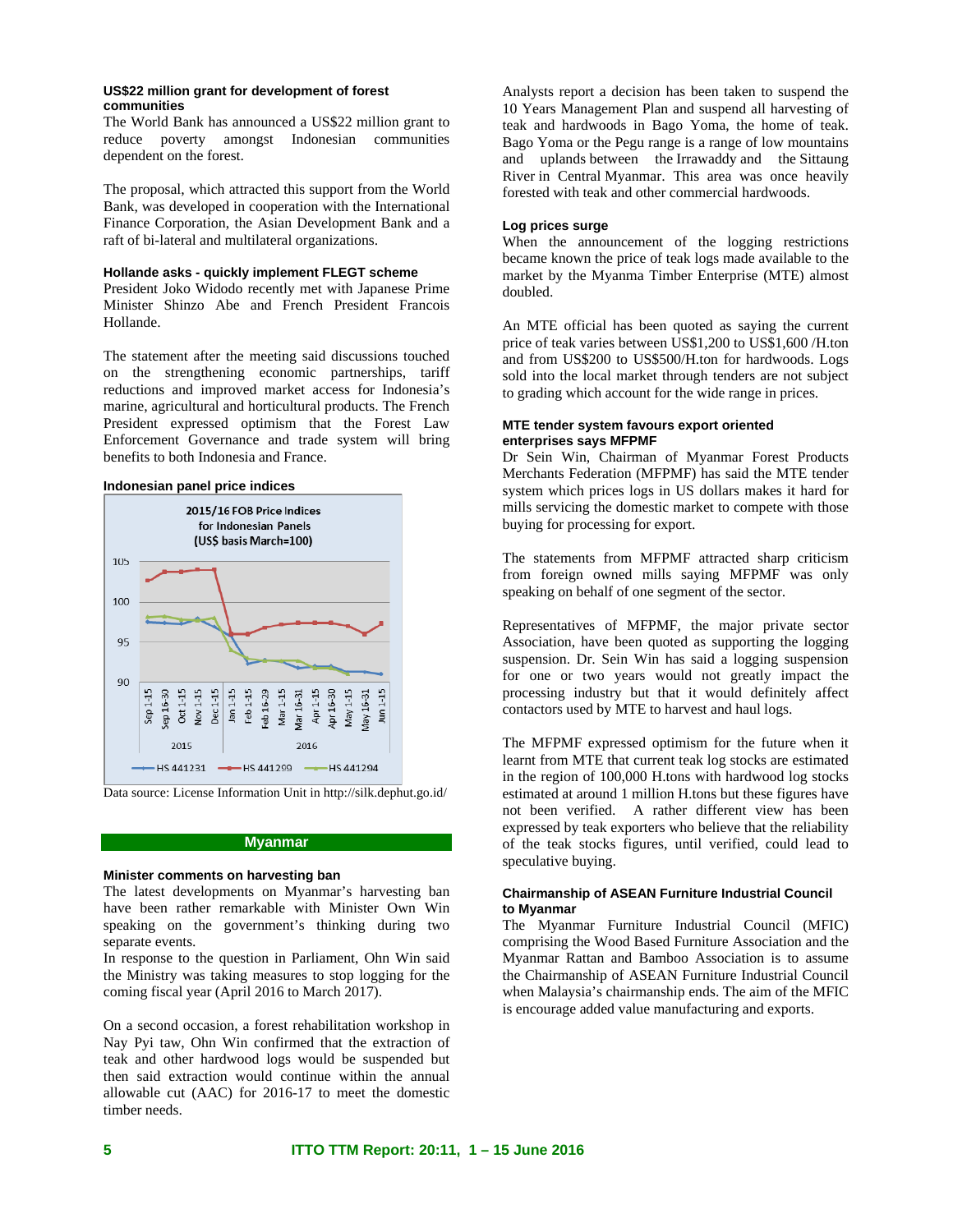**US$22 million grant for development of forest communities**

The World Bank has announced a US$22 million grant to reduce poverty amongst Indonesian communities dependent on the forest.

The proposal, which attracted this support from the World Bank, was developed in cooperation with the International Finance Corporation, the Asian Development Bank and a raft of bi-lateral and multilateral organizations.

**Hollande asks - quickly implement FLEGT scheme**

President Joko Widodo recently met with Japanese Prime Minister Shinzo Abe and French President Francois Hollande.

The statement after the meeting said discussions touched on the strengthening economic partnerships, tariff reductions and improved market access for Indonesia's marine, agricultural and horticultural products. The French President expressed optimism that the Forest Law Enforcement Governance and trade system will bring benefits to both Indonesia and France.

**Indonesian panel price indices**

2015/16 FOB Price Indices for Indonesian Panels (US$ basis March=100)

Data source: License Information Unit in http://silk.dephut.go.id/

## Myanmar

**Minister comments on harvesting ban**

The latest developments on Myanmar's harvesting ban have been rather remarkable with Minister Own Win speaking on the government's thinking during two separate events.

In response to the question in Parliament, Ohn Win said the Ministry was taking measures to stop logging for the coming fiscal year (April 2016 to March 2017).

On a second occasion, a forest rehabilitation workshop in Nay Pyi taw, Ohn Win confirmed that the extraction of teak and other hardwood logs would be suspended but then said extraction would continue within the annual allowable cut (AAC) for 2016-17 to meet the domestic timber needs.

Analysts report a decision has been taken to suspend the 10 Years Management Plan and suspend all harvesting of teak and hardwoods in Bago Yoma, the home of teak. Bago Yoma or the Pegu range is a range of low mountains and uplands between the Irrawaddy and the Sittaung River in Central Myanmar. This area was once heavily forested with teak and other commercial hardwoods.

**Log prices surge**

When the announcement of the logging restrictions became known the price of teak logs made available to the market by the Myanma Timber Enterprise (MTE) almost doubled.

An MTE official has been quoted as saying the current price of teak varies between US$1,200 to US$1,600 /H.ton and from US$200 to US$500/H.ton for hardwoods. Logs sold into the local market through tenders are not subject to grading which account for the wide range in prices.

**MTE tender system favours export oriented enterprises says MFPMF**

Dr Sein Win, Chairman of Myanmar Forest Products Merchants Federation (MFPMF) has said the MTE tender system which prices logs in US dollars makes it hard for mills servicing the domestic market to compete with those buying for processing for export.

The statements from MFPMF attracted sharp criticism from foreign owned mills saying MFPMF was only speaking on behalf of one segment of the sector.

Representatives of MFPMF, the major private sector Association, have been quoted as supporting the logging suspension. Dr. Sein Win has said a logging suspension for one or two years would not greatly impact the processing industry but that it would definitely affect contactors used by MTE to harvest and haul logs.

The MFPMF expressed optimism for the future when it learnt from MTE that current teak log stocks are estimated in the region of 100,000 H.tons with hardwood log stocks estimated at around 1 million H.tons but these figures have not been verified. A rather different view has been expressed by teak exporters who believe that the reliability of the teak stocks figures, until verified, could lead to speculative buying.

**Chairmanship of ASEAN Furniture Industrial Council to Myanmar**

The Myanmar Furniture Industrial Council (MFIC) comprising the Wood Based Furniture Association and the Myanmar Rattan and Bamboo Association is to assume the Chairmanship of ASEAN Furniture Industrial Council when Malaysia's chairmanship ends. The aim of the MFIC is encourage added value manufacturing and exports.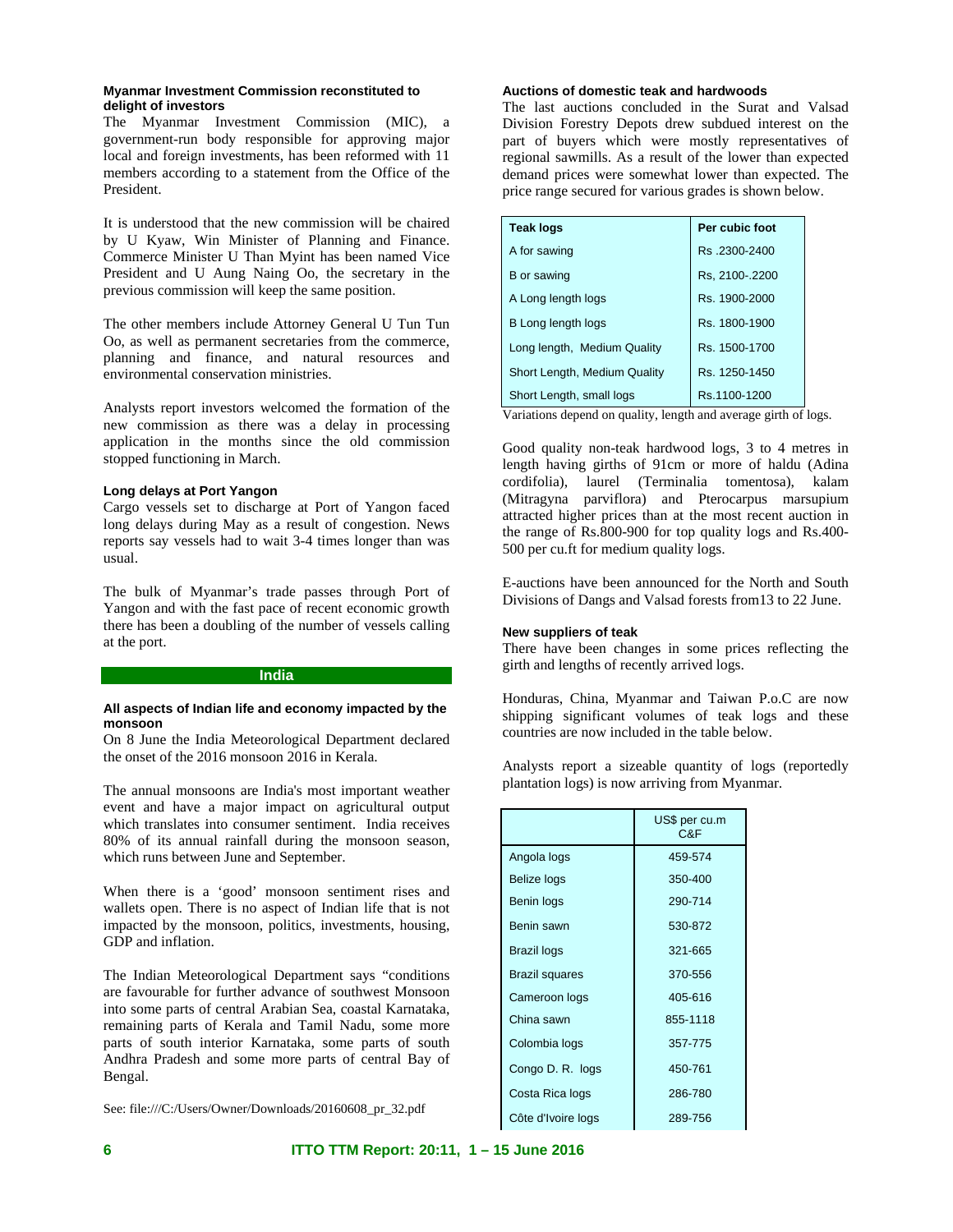**Myanmar Investment Commission reconstituted to delight of investors**

The Myanmar Investment Commission (MIC), a government-run body responsible for approving major local and foreign investments, has been reformed with 11 members according to a statement from the Office of the President.

It is understood that the new commission will be chaired by U Kyaw, Win Minister of Planning and Finance. Commerce Minister U Than Myint has been named Vice President and U Aung Naing Oo, the secretary in the previous commission will keep the same position.

The other members include Attorney General U Tun Tun Oo, as well as permanent secretaries from the commerce, planning and finance, and natural resources and environmental conservation ministries.

Analysts report investors welcomed the formation of the new commission as there was a delay in processing application in the months since the old commission stopped functioning in March.

**Long delays at Port Yangon**

Cargo vessels set to discharge at Port of Yangon faced long delays during May as a result of congestion. News reports say vessels had to wait 3-4 times longer than was usual.

The bulk of Myanmar's trade passes through Port of Yangon and with the fast pace of recent economic growth there has been a doubling of the number of vessels calling at the port.

## India

**All aspects of Indian life and economy impacted by the monsoon**

On 8 June the India Meteorological Department declared the onset of the 2016 monsoon 2016 in Kerala.

The annual monsoons are India's most important weather event and have a major impact on agricultural output which translates into consumer sentiment. India receives 80% of its annual rainfall during the monsoon season, which runs between June and September.

When there is a 'good' monsoon sentiment rises and wallets open. There is no aspect of Indian life that is not impacted by the monsoon, politics, investments, housing, GDP and inflation.

The Indian Meteorological Department says "conditions are favourable for further advance of southwest Monsoon into some parts of central Arabian Sea, coastal Karnataka, remaining parts of Kerala and Tamil Nadu, some more parts of south interior Karnataka, some parts of south Andhra Pradesh and some more parts of central Bay of Bengal.

See: file:///C:/Users/Owner/Downloads/20160608_pr_32.pdf

**Auctions of domestic teak and hardwoods**

The last auctions concluded in the Surat and Valsad Division Forestry Depots drew subdued interest on the part of buyers which were mostly representatives of regional sawmills. As a result of the lower than expected demand prices were somewhat lower than expected. The price range secured for various grades is shown below.

| Teak logs | Per cubic foot |
|---|---|
| A for sawing | Rs .2300-2400 |
| B or sawing | Rs, 2100-.2200 |
| A Long length logs | Rs. 1900-2000 |
| B Long length logs | Rs. 1800-1900 |
| Long length, Medium Quality | Rs. 1500-1700 |
| Short Length, Medium Quality | Rs. 1250-1450 |
| Short Length, small logs | Rs.1100-1200 |

Variations depend on quality, length and average girth of logs.

Good quality non-teak hardwood logs, 3 to 4 metres in length having girths of 91cm or more of haldu (Adina cordifolia), laurel (Terminalia tomentosa), kalam (Mitragyna parviflora) and Pterocarpus marsupium attracted higher prices than at the most recent auction in the range of Rs.800-900 for top quality logs and Rs.400-500 per cu.ft for medium quality logs.

E-auctions have been announced for the North and South Divisions of Dangs and Valsad forests from13 to 22 June.

**New suppliers of teak**

There have been changes in some prices reflecting the girth and lengths of recently arrived logs.

Honduras, China, Myanmar and Taiwan P.o.C are now shipping significant volumes of teak logs and these countries are now included in the table below.

Analysts report a sizeable quantity of logs (reportedly plantation logs) is now arriving from Myanmar.

| | US$ per cu.m C&F |
|---|---|
| Angola logs | 459-574 |
| Belize logs | 350-400 |
| Benin logs | 290-714 |
| Benin sawn | 530-872 |
| Brazil logs | 321-665 |
| Brazil squares | 370-556 |
| Cameroon logs | 405-616 |
| China sawn | 855-1118 |
| Colombia logs | 357-775 |
| Congo D. R. logs | 450-761 |
| Costa Rica logs | 286-780 |
| Côte d'Ivoire logs | 289-756 |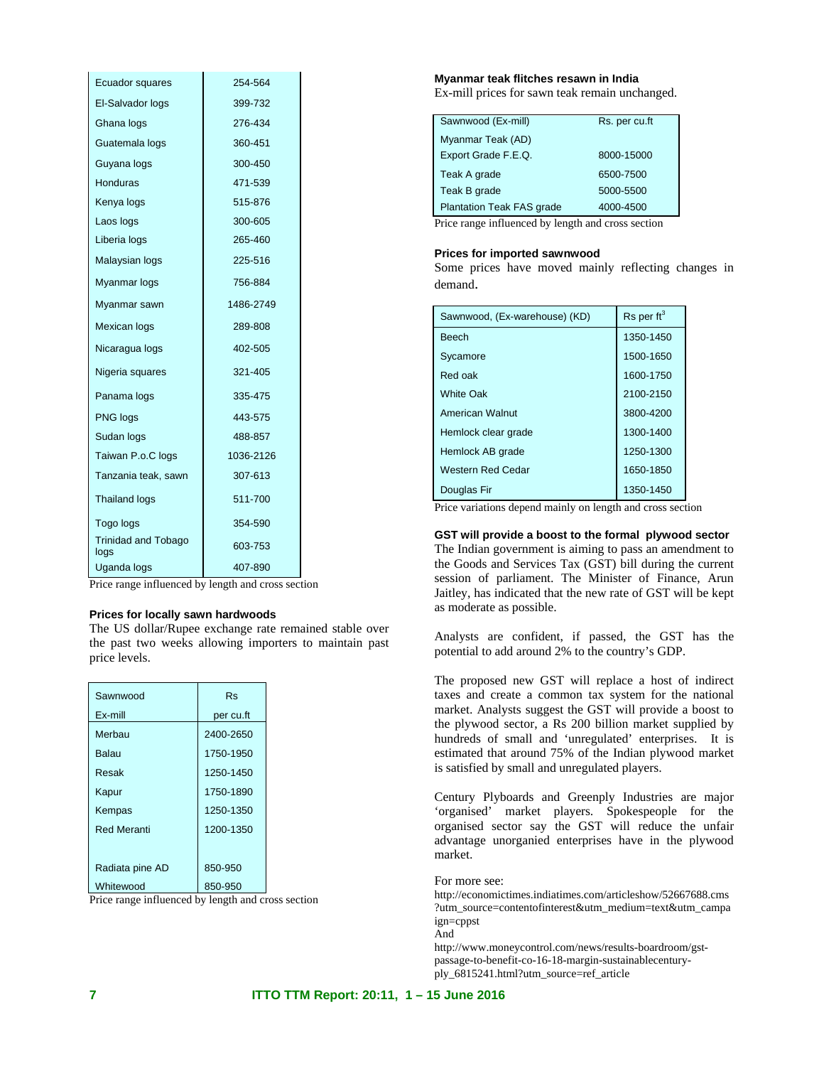| | |
|---|---|
| Ecuador squares | 254-564 |
| El-Salvador logs | 399-732 |
| Ghana logs | 276-434 |
| Guatemala logs | 360-451 |
| Guyana logs | 300-450 |
| Honduras | 471-539 |
| Kenya logs | 515-876 |
| Laos logs | 300-605 |
| Liberia logs | 265-460 |
| Malaysian logs | 225-516 |
| Myanmar logs | 756-884 |
| Myanmar sawn | 1486-2749 |
| Mexican logs | 289-808 |
| Nicaragua logs | 402-505 |
| Nigeria squares | 321-405 |
| Panama logs | 335-475 |
| PNG logs | 443-575 |
| Sudan logs | 488-857 |
| Taiwan P.o.C logs | 1036-2126 |
| Tanzania teak, sawn | 307-613 |
| Thailand logs | 511-700 |
| Togo logs | 354-590 |
| Trinidad and Tobago logs | 603-753 |
| Uganda logs | 407-890 |

Price range influenced by length and cross section

**Prices for locally sawn hardwoods**

The US dollar/Rupee exchange rate remained stable over the past two weeks allowing importers to maintain past price levels.

| Sawnwood Ex-mill | Rs per cu.ft |
|---|---|
| Merbau | 2400-2650 |
| Balau | 1750-1950 |
| Resak | 1250-1450 |
| Kapur | 1750-1890 |
| Kempas | 1250-1350 |
| Red Meranti | 1200-1350 |
| | |
| Radiata pine AD | 850-950 |
| Whitewood | 850-950 |

Price range influenced by length and cross section

**Myanmar teak flitches resawn in India**

Ex-mill prices for sawn teak remain unchanged.

| Sawnwood (Ex-mill) | Rs. per cu.ft |
|---|---|
| Myanmar Teak (AD) | |
| Export Grade F.E.Q. | 8000-15000 |
| Teak A grade | 6500-7500 |
| Teak B grade | 5000-5500 |
| Plantation Teak FAS grade | 4000-4500 |

Price range influenced by length and cross section

**Prices for imported sawnwood**

Some prices have moved mainly reflecting changes in demand.

| Sawnwood, (Ex-warehouse) (KD) | Rs per $ft^3$ |
|---|---|
| Beech | 1350-1450 |
| Sycamore | 1500-1650 |
| Red oak | 1600-1750 |
| White Oak | 2100-2150 |
| American Walnut | 3800-4200 |
| Hemlock clear grade | 1300-1400 |
| Hemlock AB grade | 1250-1300 |
| Western Red Cedar | 1650-1850 |
| Douglas Fir | 1350-1450 |

Price variations depend mainly on length and cross section

**GST will provide a boost to the formal plywood sector**

The Indian government is aiming to pass an amendment to the Goods and Services Tax (GST) bill during the current session of parliament. The Minister of Finance, Arun Jaitley, has indicated that the new rate of GST will be kept as moderate as possible.

Analysts are confident, if passed, the GST has the potential to add around 2% to the country's GDP.

The proposed new GST will replace a host of indirect taxes and create a common tax system for the national market. Analysts suggest the GST will provide a boost to the plywood sector, a Rs 200 billion market supplied by hundreds of small and 'unregulated' enterprises. It is estimated that around 75% of the Indian plywood market is satisfied by small and unregulated players.

Century Plyboards and Greenply Industries are major 'organised' market players. Spokespeople for the organised sector say the GST will reduce the unfair advantage unorganied enterprises have in the plywood market.

For more see:

http://economictimes.indiatimes.com/articleshow/52667688.cms?utm_source=contentofinterest&utm_medium=text&utm_campaign=cppst

And

http://www.moneycontrol.com/news/results-boardroom/gst-passage-to-benefit-co-16-18-margin-sustainablecentury-ply_6815241.html?utm_source=ref_article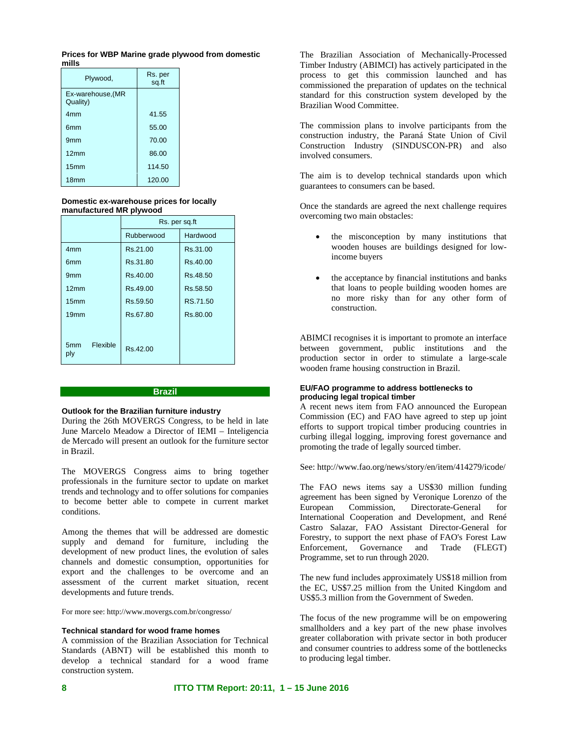**Prices for WBP Marine grade plywood from domestic mills**

| Plywood, | Rs. per sq.ft |
|---|---|
| Ex-warehouse,(MR Quality) | |
| 4mm | 41.55 |
| 6mm | 55.00 |
| 9mm | 70.00 |
| 12mm | 86.00 |
| 15mm | 114.50 |
| 18mm | 120.00 |

**Domestic ex-warehouse prices for locally manufactured MR plywood**

| | Rs. per sq.ft | |
|---|---|---|
| | Rubberwood | Hardwood |
| 4mm | Rs.21.00 | Rs.31.00 |
| 6mm | Rs.31.80 | Rs.40.00 |
| 9mm | Rs.40.00 | Rs.48.50 |
| 12mm | Rs.49.00 | Rs.58.50 |
| 15mm | Rs.59.50 | RS.71.50 |
| 19mm | Rs.67.80 | Rs.80.00 |
| 5mm Flexible ply | Rs.42.00 | |

## Brazil

**Outlook for the Brazilian furniture industry**

During the 26th MOVERGS Congress, to be held in late June Marcelo Meadow a Director of IEMI – Inteligencia de Mercado will present an outlook for the furniture sector in Brazil.

The MOVERGS Congress aims to bring together professionals in the furniture sector to update on market trends and technology and to offer solutions for companies to become better able to compete in current market conditions.

Among the themes that will be addressed are domestic supply and demand for furniture, including the development of new product lines, the evolution of sales channels and domestic consumption, opportunities for export and the challenges to be overcome and an assessment of the current market situation, recent developments and future trends.

For more see: http://www.movergs.com.br/congresso/

**Technical standard for wood frame homes**

A commission of the Brazilian Association for Technical Standards (ABNT) will be established this month to develop a technical standard for a wood frame construction system.

The Brazilian Association of Mechanically-Processed Timber Industry (ABIMCI) has actively participated in the process to get this commission launched and has commissioned the preparation of updates on the technical standard for this construction system developed by the Brazilian Wood Committee.

The commission plans to involve participants from the construction industry, the Paraná State Union of Civil Construction Industry (SINDUSCON-PR) and also involved consumers.

The aim is to develop technical standards upon which guarantees to consumers can be based.

Once the standards are agreed the next challenge requires overcoming two main obstacles:

- the misconception by many institutions that wooden houses are buildings designed for low-income buyers
- the acceptance by financial institutions and banks that loans to people building wooden homes are no more risky than for any other form of construction.

ABIMCI recognises it is important to promote an interface between government, public institutions and the production sector in order to stimulate a large-scale wooden frame housing construction in Brazil.

**EU/FAO programme to address bottlenecks to producing legal tropical timber**

A recent news item from FAO announced the European Commission (EC) and FAO have agreed to step up joint efforts to support tropical timber producing countries in curbing illegal logging, improving forest governance and promoting the trade of legally sourced timber.

See: http://www.fao.org/news/story/en/item/414279/icode/

The FAO news items say a US$30 million funding agreement has been signed by Veronique Lorenzo of the European Commission, Directorate-General for International Cooperation and Development, and René Castro Salazar, FAO Assistant Director-General for Forestry, to support the next phase of FAO's Forest Law Enforcement, Governance and Trade (FLEGT) Programme, set to run through 2020.

The new fund includes approximately US$18 million from the EC, US$7.25 million from the United Kingdom and US$5.3 million from the Government of Sweden.

The focus of the new programme will be on empowering smallholders and a key part of the new phase involves greater collaboration with private sector in both producer and consumer countries to address some of the bottlenecks to producing legal timber.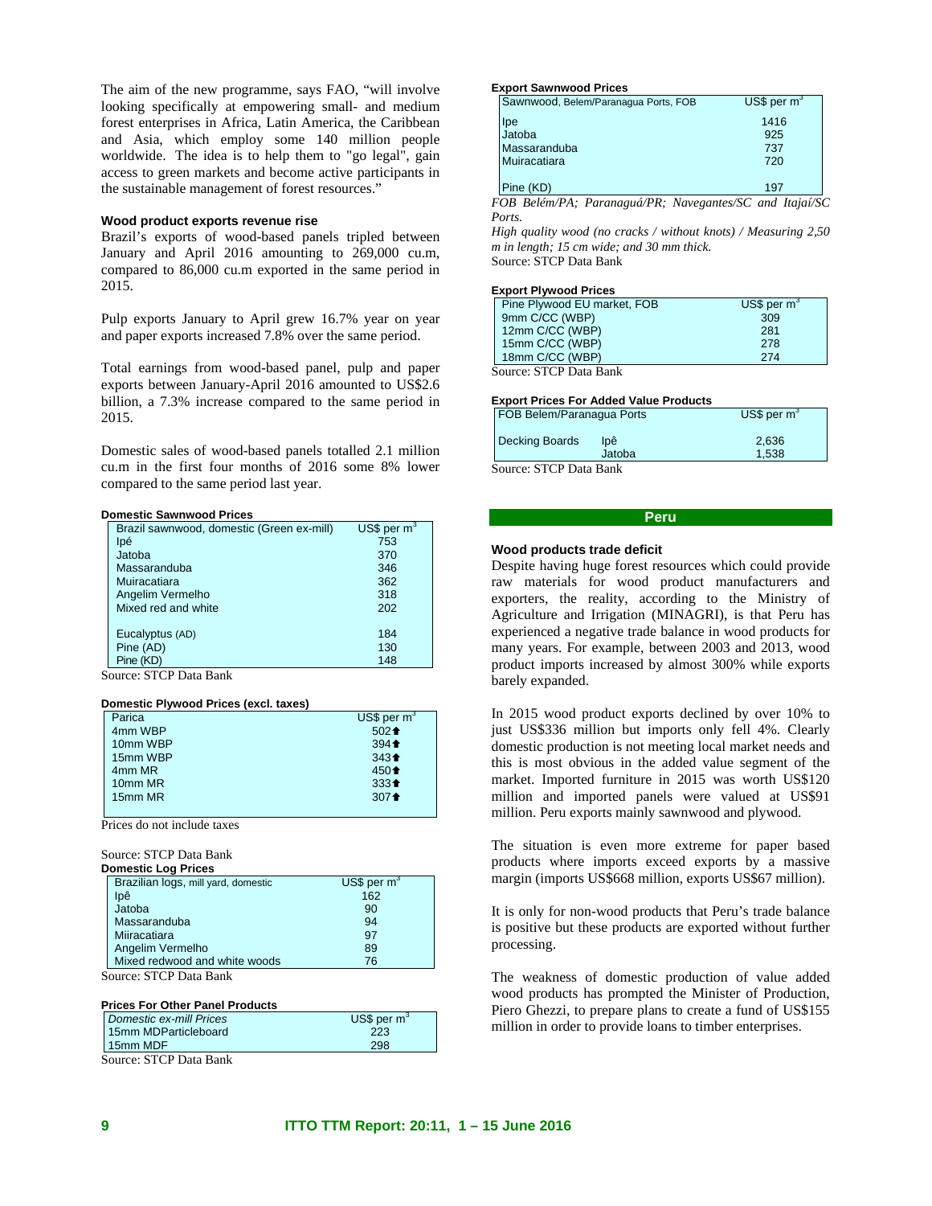The aim of the new programme, says FAO, "will involve looking specifically at empowering small- and medium forest enterprises in Africa, Latin America, the Caribbean and Asia, which employ some 140 million people worldwide. The idea is to help them to "go legal", gain access to green markets and become active participants in the sustainable management of forest resources."

### Wood product exports revenue rise

Brazil's exports of wood-based panels tripled between January and April 2016 amounting to 269,000 cu.m, compared to 86,000 cu.m exported in the same period in 2015.

Pulp exports January to April grew 16.7% year on year and paper exports increased 7.8% over the same period.

Total earnings from wood-based panel, pulp and paper exports between January-April 2016 amounted to US$2.6 billion, a 7.3% increase compared to the same period in 2015.

Domestic sales of wood-based panels totalled 2.1 million cu.m in the first four months of 2016 some 8% lower compared to the same period last year.

**Domestic Sawnwood Prices**

| Brazil sawnwood, domestic (Green ex-mill) | US$ per m$^3$ |
|---|---|
| Ipé | 753 |
| Jatoba | 370 |
| Massaranduba | 346 |
| Muiracatiara | 362 |
| Angelim Vermelho | 318 |
| Mixed red and white | 202 |
| Eucalyptus (AD) | 184 |
| Pine (AD) | 130 |
| Pine (KD) | 148 |

Source: STCP Data Bank

**Domestic Plywood Prices (excl. taxes)**

| Parica | US$ per m$^3$ |
|---|---|
| 4mm WBP | 502⬆ |
| 10mm WBP | 394⬆ |
| 15mm WBP | 343⬆ |
| 4mm MR | 450⬆ |
| 10mm MR | 333⬆ |
| 15mm MR | 307⬆ |

Prices do not include taxes

Source: STCP Data Bank

**Domestic Log Prices**

| Brazilian logs, mill yard, domestic | US$ per m$^3$ |
|---|---|
| Ipê | 162 |
| Jatoba | 90 |
| Massaranduba | 94 |
| Miiracatiara | 97 |
| Angelim Vermelho | 89 |
| Mixed redwood and white woods | 76 |

Source: STCP Data Bank

**Prices For Other Panel Products**

| *Domestic ex-mill Prices* | US$ per m$^3$ |
|---|---|
| 15mm MDParticleboard | 223 |
| 15mm MDF | 298 |

Source: STCP Data Bank

**Export Sawnwood Prices**

| Sawnwood, Belem/Paranagua Ports, FOB | US$ per m$^3$ |
|---|---|
| Ipe | 1416 |
| Jatoba | 925 |
| Massaranduba | 737 |
| Muiracatiara | 720 |
| Pine (KD) | 197 |

*FOB Belém/PA; Paranaguá/PR; Navegantes/SC and Itajaí/SC Ports.*

*High quality wood (no cracks / without knots) / Measuring 2,50 m in length; 15 cm wide; and 30 mm thick.*

Source: STCP Data Bank

**Export Plywood Prices**

| Pine Plywood EU market, FOB | US$ per m$^3$ |
|---|---|
| 9mm C/CC (WBP) | 309 |
| 12mm C/CC (WBP) | 281 |
| 15mm C/CC (WBP) | 278 |
| 18mm C/CC (WBP) | 274 |

Source: STCP Data Bank

**Export Prices For Added Value Products**

| FOB Belem/Paranagua Ports | | US$ per m$^3$ |
|---|---|---|
| Decking Boards | Ipê | 2,636 |
| | Jatoba | 1,538 |

Source: STCP Data Bank

## Peru

### Wood products trade deficit

Despite having huge forest resources which could provide raw materials for wood product manufacturers and exporters, the reality, according to the Ministry of Agriculture and Irrigation (MINAGRI), is that Peru has experienced a negative trade balance in wood products for many years. For example, between 2003 and 2013, wood product imports increased by almost 300% while exports barely expanded.

In 2015 wood product exports declined by over 10% to just US$336 million but imports only fell 4%. Clearly domestic production is not meeting local market needs and this is most obvious in the added value segment of the market. Imported furniture in 2015 was worth US$120 million and imported panels were valued at US$91 million. Peru exports mainly sawnwood and plywood.

The situation is even more extreme for paper based products where imports exceed exports by a massive margin (imports US$668 million, exports US$67 million).

It is only for non-wood products that Peru's trade balance is positive but these products are exported without further processing.

The weakness of domestic production of value added wood products has prompted the Minister of Production, Piero Ghezzi, to prepare plans to create a fund of US$155 million in order to provide loans to timber enterprises.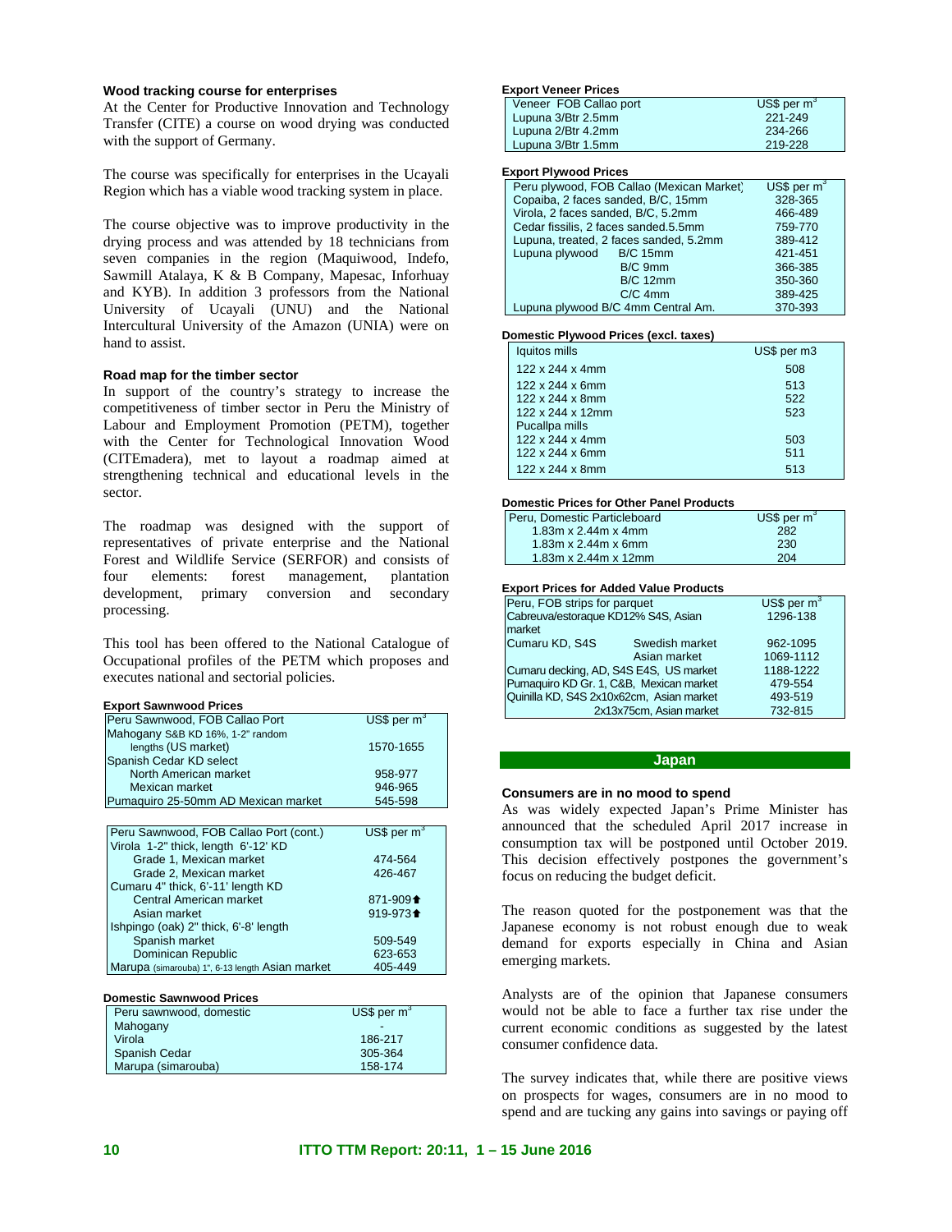**Wood tracking course for enterprises**

At the Center for Productive Innovation and Technology Transfer (CITE) a course on wood drying was conducted with the support of Germany.

The course was specifically for enterprises in the Ucayali Region which has a viable wood tracking system in place.

The course objective was to improve productivity in the drying process and was attended by 18 technicians from seven companies in the region (Maquiwood, Indefo, Sawmill Atalaya, K & B Company, Mapesac, Inforhuay and KYB). In addition 3 professors from the National University of Ucayali (UNU) and the National Intercultural University of the Amazon (UNIA) were on hand to assist.

**Road map for the timber sector**

In support of the country's strategy to increase the competitiveness of timber sector in Peru the Ministry of Labour and Employment Promotion (PETM), together with the Center for Technological Innovation Wood (CITEmadera), met to layout a roadmap aimed at strengthening technical and educational levels in the sector.

The roadmap was designed with the support of representatives of private enterprise and the National Forest and Wildlife Service (SERFOR) and consists of four elements: forest management, plantation development, primary conversion and secondary processing.

This tool has been offered to the National Catalogue of Occupational profiles of the PETM which proposes and executes national and sectorial policies.

**Export Sawnwood Prices**

| Peru Sawnwood, FOB Callao Port | US$ per $m^3$ |
|---|---|
| Mahogany S&B KD 16%, 1-2" random lengths (US market) | 1570-1655 |
| Spanish Cedar KD select | |
| North American market | 958-977 |
| Mexican market | 946-965 |
| Pumaquiro 25-50mm AD Mexican market | 545-598 |

| Peru Sawnwood, FOB Callao Port (cont.) | US$ per $m^3$ |
|---|---|
| Virola 1-2" thick, length 6'-12' KD | |
| Grade 1, Mexican market | 474-564 |
| Grade 2, Mexican market | 426-467 |
| Cumaru 4" thick, 6'-11' length KD | |
| Central American market | 871-909 ⬆ |
| Asian market | 919-973 ⬆ |
| Ishpingo (oak) 2" thick, 6'-8' length | |
| Spanish market | 509-549 |
| Dominican Republic | 623-653 |
| Marupa (simarouba) 1", 6-13 length Asian market | 405-449 |

**Domestic Sawnwood Prices**

| Peru sawnwood, domestic | US$ per $m^3$ |
|---|---|
| Mahogany | - |
| Virola | 186-217 |
| Spanish Cedar | 305-364 |
| Marupa (simarouba) | 158-174 |

**Export Veneer Prices**

| Veneer FOB Callao port | US$ per $m^3$ |
|---|---|
| Lupuna 3/Btr 2.5mm | 221-249 |
| Lupuna 2/Btr 4.2mm | 234-266 |
| Lupuna 3/Btr 1.5mm | 219-228 |

**Export Plywood Prices**

| Peru plywood, FOB Callao (Mexican Market) | | US$ per $m^3$ |
|---|---|---|
| Copaiba, 2 faces sanded, B/C, 15mm | | 328-365 |
| Virola, 2 faces sanded, B/C, 5.2mm | | 466-489 |
| Cedar fissilis, 2 faces sanded.5.5mm | | 759-770 |
| Lupuna, treated, 2 faces sanded, 5.2mm | | 389-412 |
| Lupuna plywood | B/C 15mm | 421-451 |
| | B/C 9mm | 366-385 |
| | B/C 12mm | 350-360 |
| | C/C 4mm | 389-425 |
| Lupuna plywood B/C 4mm Central Am. | | 370-393 |

**Domestic Plywood Prices (excl. taxes)**

| Iquitos mills | US$ per m3 |
|---|---|
| 122 x 244 x 4mm | 508 |
| 122 x 244 x 6mm | 513 |
| 122 x 244 x 8mm | 522 |
| 122 x 244 x 12mm | 523 |
| Pucallpa mills | |
| 122 x 244 x 4mm | 503 |
| 122 x 244 x 6mm | 511 |
| 122 x 244 x 8mm | 513 |

**Domestic Prices for Other Panel Products**

| Peru, Domestic Particleboard | US$ per $m^3$ |
|---|---|
| 1.83m x 2.44m x 4mm | 282 |
| 1.83m x 2.44m x 6mm | 230 |
| 1.83m x 2.44m x 12mm | 204 |

**Export Prices for Added Value Products**

| Peru, FOB strips for parquet | | US$ per $m^3$ |
|---|---|---|
| Cabreuva/estoraque KD12% S4S, Asian market | | 1296-138 |
| Cumaru KD, S4S | Swedish market | 962-1095 |
| | Asian market | 1069-1112 |
| Cumaru decking, AD, S4S E4S, US market | | 1188-1222 |
| Pumaquiro KD Gr. 1, C&B, Mexican market | | 479-554 |
| Quinilla KD, S4S 2x10x62cm, Asian market | | 493-519 |
| | 2x13x75cm, Asian market | 732-815 |

## Japan

**Consumers are in no mood to spend**

As was widely expected Japan's Prime Minister has announced that the scheduled April 2017 increase in consumption tax will be postponed until October 2019. This decision effectively postpones the government's focus on reducing the budget deficit.

The reason quoted for the postponement was that the Japanese economy is not robust enough due to weak demand for exports especially in China and Asian emerging markets.

Analysts are of the opinion that Japanese consumers would not be able to face a further tax rise under the current economic conditions as suggested by the latest consumer confidence data.

The survey indicates that, while there are positive views on prospects for wages, consumers are in no mood to spend and are tucking any gains into savings or paying off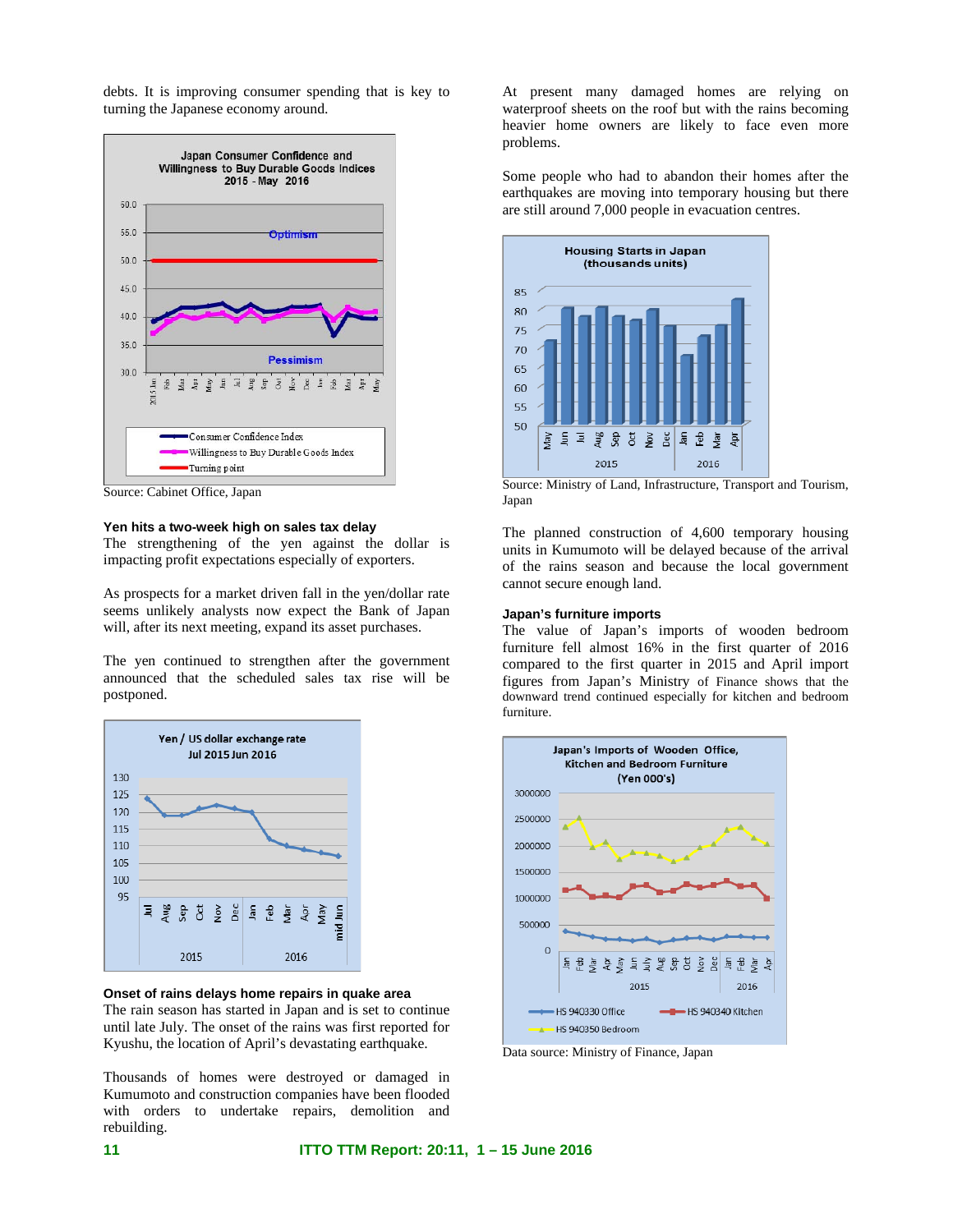debts. It is improving consumer spending that is key to turning the Japanese economy around.

Source: Cabinet Office, Japan

**Yen hits a two-week high on sales tax delay**

The strengthening of the yen against the dollar is impacting profit expectations especially of exporters.

As prospects for a market driven fall in the yen/dollar rate seems unlikely analysts now expect the Bank of Japan will, after its next meeting, expand its asset purchases.

The yen continued to strengthen after the government announced that the scheduled sales tax rise will be postponed.

**Onset of rains delays home repairs in quake area**

The rain season has started in Japan and is set to continue until late July. The onset of the rains was first reported for Kyushu, the location of April's devastating earthquake.

Thousands of homes were destroyed or damaged in Kumumoto and construction companies have been flooded with orders to undertake repairs, demolition and rebuilding.

At present many damaged homes are relying on waterproof sheets on the roof but with the rains becoming heavier home owners are likely to face even more problems.

Some people who had to abandon their homes after the earthquakes are moving into temporary housing but there are still around 7,000 people in evacuation centres.

Source: Ministry of Land, Infrastructure, Transport and Tourism, Japan

The planned construction of 4,600 temporary housing units in Kumumoto will be delayed because of the arrival of the rains season and because the local government cannot secure enough land.

**Japan's furniture imports**

The value of Japan's imports of wooden bedroom furniture fell almost 16% in the first quarter of 2016 compared to the first quarter in 2015 and April import figures from Japan's Ministry of Finance shows that the downward trend continued especially for kitchen and bedroom furniture.

Data source: Ministry of Finance, Japan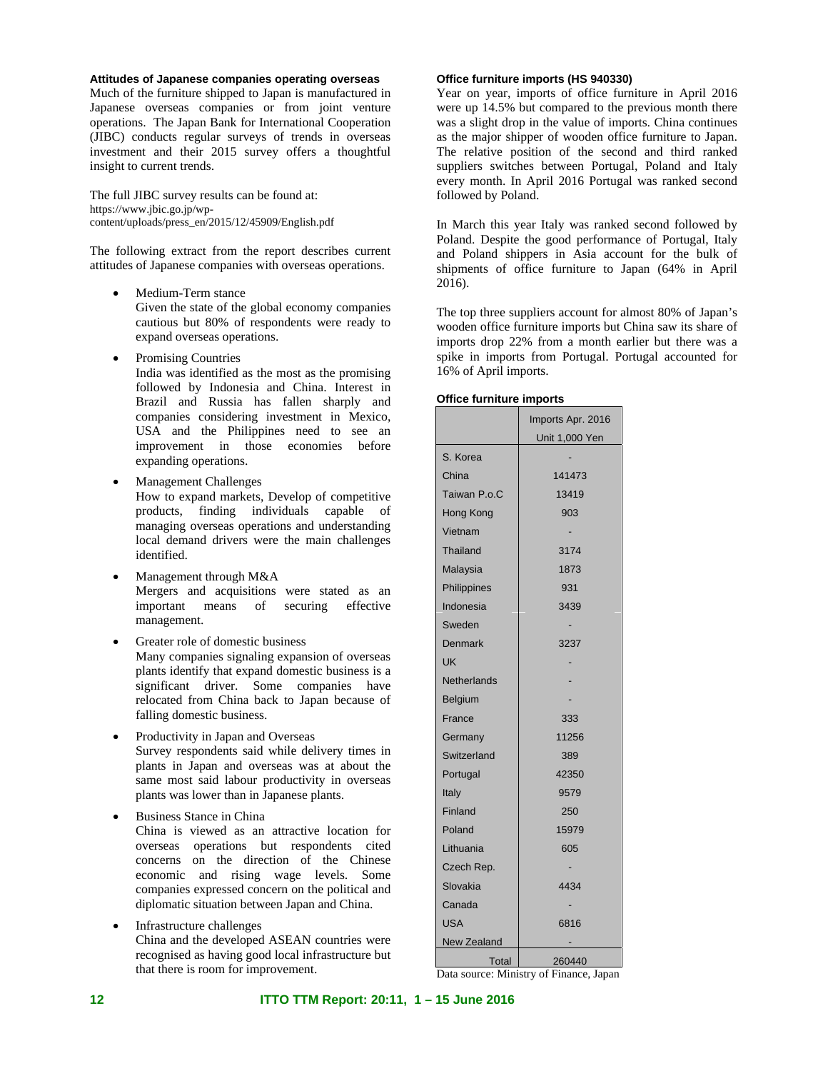### Attitudes of Japanese companies operating overseas

Much of the furniture shipped to Japan is manufactured in Japanese overseas companies or from joint venture operations. The Japan Bank for International Cooperation (JIBC) conducts regular surveys of trends in overseas investment and their 2015 survey offers a thoughtful insight to current trends.

The full JIBC survey results can be found at:
https://www.jbic.go.jp/wp-content/uploads/press_en/2015/12/45909/English.pdf

The following extract from the report describes current attitudes of Japanese companies with overseas operations.

- Medium-Term stance
  Given the state of the global economy companies cautious but 80% of respondents were ready to expand overseas operations.
- Promising Countries
  India was identified as the most as the promising followed by Indonesia and China. Interest in Brazil and Russia has fallen sharply and companies considering investment in Mexico, USA and the Philippines need to see an improvement in those economies before expanding operations.
- Management Challenges
  How to expand markets, Develop of competitive products, finding individuals capable of managing overseas operations and understanding local demand drivers were the main challenges identified.
- Management through M&A
  Mergers and acquisitions were stated as an important means of securing effective management.
- Greater role of domestic business
  Many companies signaling expansion of overseas plants identify that expand domestic business is a significant driver. Some companies have relocated from China back to Japan because of falling domestic business.
- Productivity in Japan and Overseas
  Survey respondents said while delivery times in plants in Japan and overseas was at about the same most said labour productivity in overseas plants was lower than in Japanese plants.
- Business Stance in China
  China is viewed as an attractive location for overseas operations but respondents cited concerns on the direction of the Chinese economic and rising wage levels. Some companies expressed concern on the political and diplomatic situation between Japan and China.
- Infrastructure challenges
  China and the developed ASEAN countries were recognised as having good local infrastructure but that there is room for improvement.

### Office furniture imports (HS 940330)

Year on year, imports of office furniture in April 2016 were up 14.5% but compared to the previous month there was a slight drop in the value of imports. China continues as the major shipper of wooden office furniture to Japan. The relative position of the second and third ranked suppliers switches between Portugal, Poland and Italy every month. In April 2016 Portugal was ranked second followed by Poland.

In March this year Italy was ranked second followed by Poland. Despite the good performance of Portugal, Italy and Poland shippers in Asia account for the bulk of shipments of office furniture to Japan (64% in April 2016).

The top three suppliers account for almost 80% of Japan's wooden office furniture imports but China saw its share of imports drop 22% from a month earlier but there was a spike in imports from Portugal. Portugal accounted for 16% of April imports.

**Office furniture imports**

| | Imports Apr. 2016 Unit 1,000 Yen |
|---|---|
| S. Korea | - |
| China | 141473 |
| Taiwan P.o.C | 13419 |
| Hong Kong | 903 |
| Vietnam | - |
| Thailand | 3174 |
| Malaysia | 1873 |
| Philippines | 931 |
| Indonesia | 3439 |
| Sweden | - |
| Denmark | 3237 |
| UK | - |
| Netherlands | - |
| Belgium | - |
| France | 333 |
| Germany | 11256 |
| Switzerland | 389 |
| Portugal | 42350 |
| Italy | 9579 |
| Finland | 250 |
| Poland | 15979 |
| Lithuania | 605 |
| Czech Rep. | - |
| Slovakia | 4434 |
| Canada | - |
| USA | 6816 |
| New Zealand | - |
| Total | 260440 |

Data source: Ministry of Finance, Japan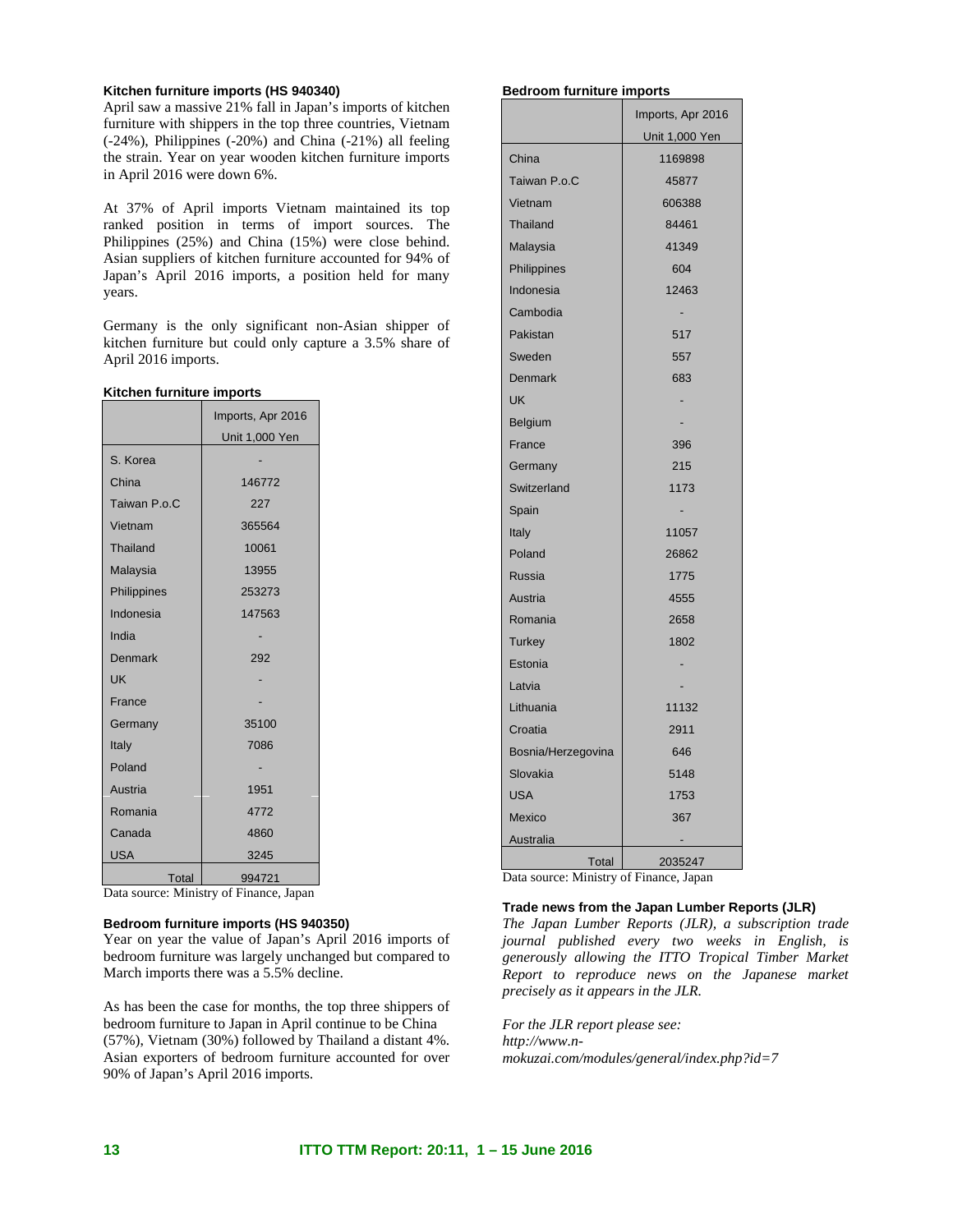#### Kitchen furniture imports (HS 940340)

April saw a massive 21% fall in Japan's imports of kitchen furniture with shippers in the top three countries, Vietnam (-24%), Philippines (-20%) and China (-21%) all feeling the strain. Year on year wooden kitchen furniture imports in April 2016 were down 6%.

At 37% of April imports Vietnam maintained its top ranked position in terms of import sources. The Philippines (25%) and China (15%) were close behind. Asian suppliers of kitchen furniture accounted for 94% of Japan's April 2016 imports, a position held for many years.

Germany is the only significant non-Asian shipper of kitchen furniture but could only capture a 3.5% share of April 2016 imports.

**Kitchen furniture imports**

| | Imports, Apr 2016 Unit 1,000 Yen |
|---|---|
| S. Korea | - |
| China | 146772 |
| Taiwan P.o.C | 227 |
| Vietnam | 365564 |
| Thailand | 10061 |
| Malaysia | 13955 |
| Philippines | 253273 |
| Indonesia | 147563 |
| India | - |
| Denmark | 292 |
| UK | - |
| France | - |
| Germany | 35100 |
| Italy | 7086 |
| Poland | - |
| Austria | 1951 |
| Romania | 4772 |
| Canada | 4860 |
| USA | 3245 |
| Total | 994721 |

Data source: Ministry of Finance, Japan

#### Bedroom furniture imports (HS 940350)

Year on year the value of Japan's April 2016 imports of bedroom furniture was largely unchanged but compared to March imports there was a 5.5% decline.

As has been the case for months, the top three shippers of bedroom furniture to Japan in April continue to be China (57%), Vietnam (30%) followed by Thailand a distant 4%. Asian exporters of bedroom furniture accounted for over 90% of Japan's April 2016 imports.

**Bedroom furniture imports**

| | Imports, Apr 2016 Unit 1,000 Yen |
|---|---|
| China | 1169898 |
| Taiwan P.o.C | 45877 |
| Vietnam | 606388 |
| Thailand | 84461 |
| Malaysia | 41349 |
| Philippines | 604 |
| Indonesia | 12463 |
| Cambodia | - |
| Pakistan | 517 |
| Sweden | 557 |
| Denmark | 683 |
| UK | - |
| Belgium | - |
| France | 396 |
| Germany | 215 |
| Switzerland | 1173 |
| Spain | - |
| Italy | 11057 |
| Poland | 26862 |
| Russia | 1775 |
| Austria | 4555 |
| Romania | 2658 |
| Turkey | 1802 |
| Estonia | - |
| Latvia | - |
| Lithuania | 11132 |
| Croatia | 2911 |
| Bosnia/Herzegovina | 646 |
| Slovakia | 5148 |
| USA | 1753 |
| Mexico | 367 |
| Australia | - |
| Total | 2035247 |

Data source: Ministry of Finance, Japan

#### Trade news from the Japan Lumber Reports (JLR)

*The Japan Lumber Reports (JLR), a subscription trade journal published every two weeks in English, is generously allowing the ITTO Tropical Timber Market Report to reproduce news on the Japanese market precisely as it appears in the JLR.*

*For the JLR report please see: http://www.n-mokuzai.com/modules/general/index.php?id=7*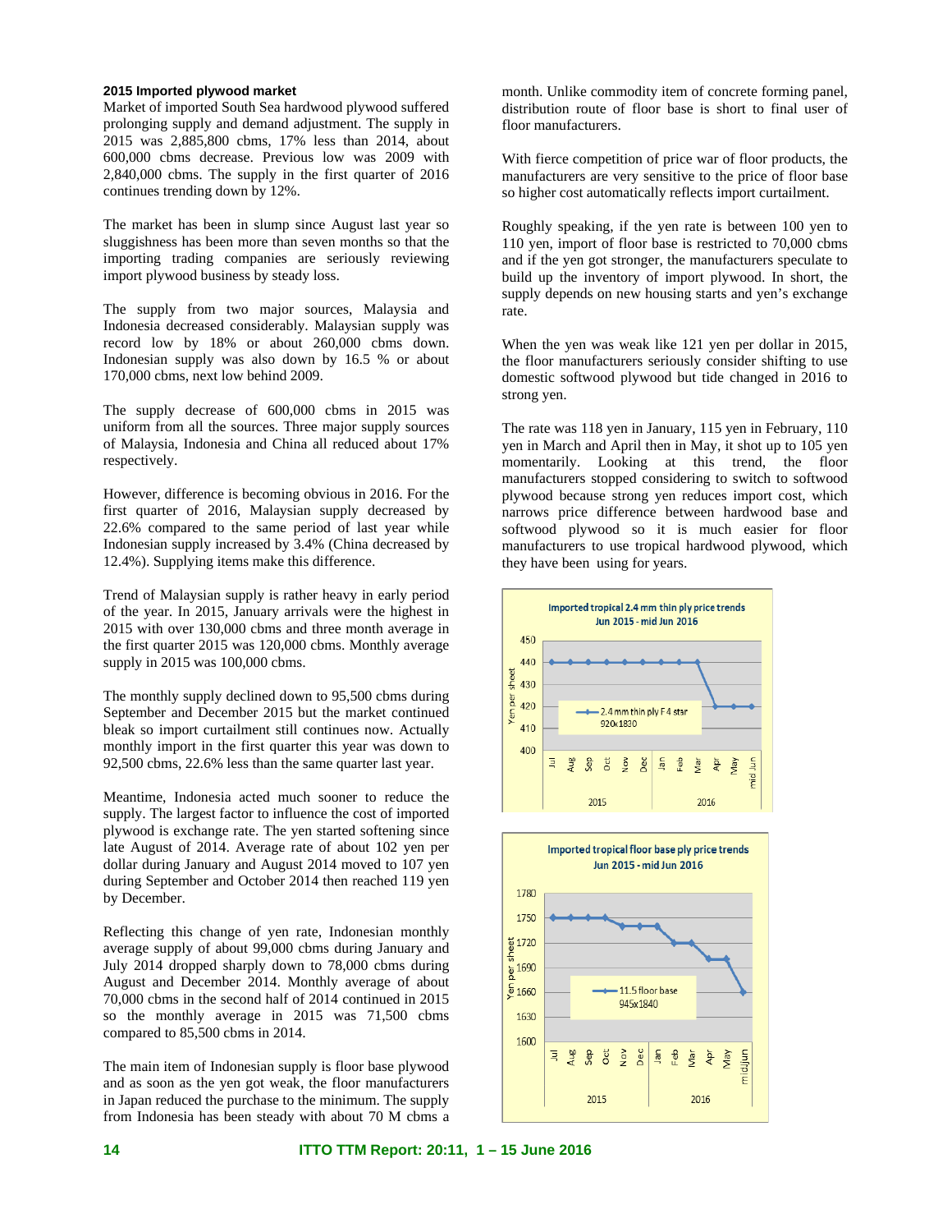### 2015 Imported plywood market

Market of imported South Sea hardwood plywood suffered prolonging supply and demand adjustment. The supply in 2015 was 2,885,800 cbms, 17% less than 2014, about 600,000 cbms decrease. Previous low was 2009 with 2,840,000 cbms. The supply in the first quarter of 2016 continues trending down by 12%.

The market has been in slump since August last year so sluggishness has been more than seven months so that the importing trading companies are seriously reviewing import plywood business by steady loss.

The supply from two major sources, Malaysia and Indonesia decreased considerably. Malaysian supply was record low by 18% or about 260,000 cbms down. Indonesian supply was also down by 16.5 % or about 170,000 cbms, next low behind 2009.

The supply decrease of 600,000 cbms in 2015 was uniform from all the sources. Three major supply sources of Malaysia, Indonesia and China all reduced about 17% respectively.

However, difference is becoming obvious in 2016. For the first quarter of 2016, Malaysian supply decreased by 22.6% compared to the same period of last year while Indonesian supply increased by 3.4% (China decreased by 12.4%). Supplying items make this difference.

Trend of Malaysian supply is rather heavy in early period of the year. In 2015, January arrivals were the highest in 2015 with over 130,000 cbms and three month average in the first quarter 2015 was 120,000 cbms. Monthly average supply in 2015 was 100,000 cbms.

The monthly supply declined down to 95,500 cbms during September and December 2015 but the market continued bleak so import curtailment still continues now. Actually monthly import in the first quarter this year was down to 92,500 cbms, 22.6% less than the same quarter last year.

Meantime, Indonesia acted much sooner to reduce the supply. The largest factor to influence the cost of imported plywood is exchange rate. The yen started softening since late August of 2014. Average rate of about 102 yen per dollar during January and August 2014 moved to 107 yen during September and October 2014 then reached 119 yen by December.

Reflecting this change of yen rate, Indonesian monthly average supply of about 99,000 cbms during January and July 2014 dropped sharply down to 78,000 cbms during August and December 2014. Monthly average of about 70,000 cbms in the second half of 2014 continued in 2015 so the monthly average in 2015 was 71,500 cbms compared to 85,500 cbms in 2014.

The main item of Indonesian supply is floor base plywood and as soon as the yen got weak, the floor manufacturers in Japan reduced the purchase to the minimum. The supply from Indonesia has been steady with about 70 M cbms a month. Unlike commodity item of concrete forming panel, distribution route of floor base is short to final user of floor manufacturers.

With fierce competition of price war of floor products, the manufacturers are very sensitive to the price of floor base so higher cost automatically reflects import curtailment.

Roughly speaking, if the yen rate is between 100 yen to 110 yen, import of floor base is restricted to 70,000 cbms and if the yen got stronger, the manufacturers speculate to build up the inventory of import plywood. In short, the supply depends on new housing starts and yen's exchange rate.

When the yen was weak like 121 yen per dollar in 2015, the floor manufacturers seriously consider shifting to use domestic softwood plywood but tide changed in 2016 to strong yen.

The rate was 118 yen in January, 115 yen in February, 110 yen in March and April then in May, it shot up to 105 yen momentarily. Looking at this trend, the floor manufacturers stopped considering to switch to softwood plywood because strong yen reduces import cost, which narrows price difference between hardwood base and softwood plywood so it is much easier for floor manufacturers to use tropical hardwood plywood, which they have been using for years.

**Imported tropical 2.4 mm thin ply price trends Jun 2015 - mid Jun 2016**

| | 2015 Jul | Aug | Sep | Oct | Nov | Dec | 2016 Jan | Feb | Mar | Apr | May | mid Jun |
|---|---|---|---|---|---|---|---|---|---|---|---|---|
| 2.4 mm thin ply F4 star 920x1830 (Yen per sheet) | 440 | 440 | 440 | 440 | 440 | 440 | 440 | 440 | 440 | 420 | 420 | 420 |

**Imported tropical floor base ply price trends Jun 2015 - mid Jun 2016**

| | 2015 Jul | Aug | Sep | Oct | Nov | Dec | 2016 Jan | Feb | Mar | Apr | May | mid Jun |
|---|---|---|---|---|---|---|---|---|---|---|---|---|
| 11.5 floor base 945x1840 (Yen per sheet) | 1750 | 1750 | 1750 | 1750 | 1740 | 1740 | 1740 | 1720 | 1720 | 1700 | 1700 | 1660 |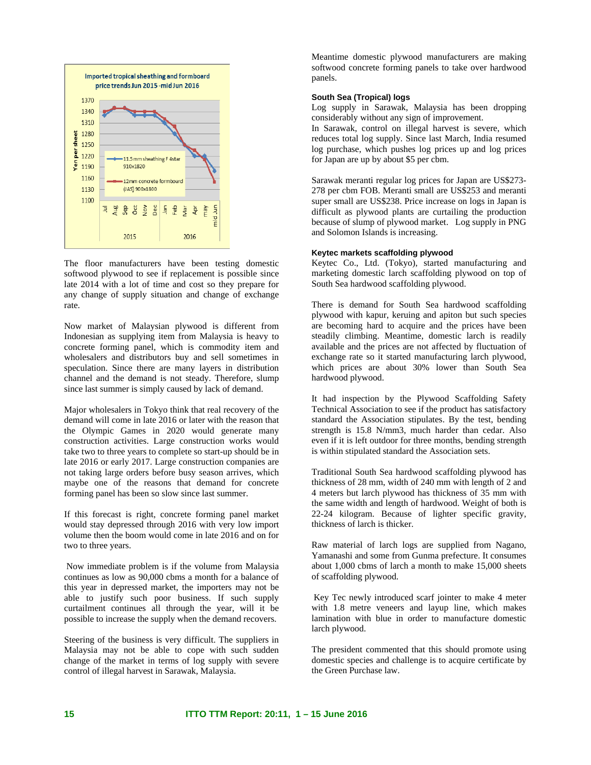The floor manufacturers have been testing domestic softwood plywood to see if replacement is possible since late 2014 with a lot of time and cost so they prepare for any change of supply situation and change of exchange rate.

Now market of Malaysian plywood is different from Indonesian as supplying item from Malaysia is heavy to concrete forming panel, which is commodity item and wholesalers and distributors buy and sell sometimes in speculation. Since there are many layers in distribution channel and the demand is not steady. Therefore, slump since last summer is simply caused by lack of demand.

Major wholesalers in Tokyo think that real recovery of the demand will come in late 2016 or later with the reason that the Olympic Games in 2020 would generate many construction activities. Large construction works would take two to three years to complete so start-up should be in late 2016 or early 2017. Large construction companies are not taking large orders before busy season arrives, which maybe one of the reasons that demand for concrete forming panel has been so slow since last summer.

If this forecast is right, concrete forming panel market would stay depressed through 2016 with very low import volume then the boom would come in late 2016 and on for two to three years.

Now immediate problem is if the volume from Malaysia continues as low as 90,000 cbms a month for a balance of this year in depressed market, the importers may not be able to justify such poor business. If such supply curtailment continues all through the year, will it be possible to increase the supply when the demand recovers.

Steering of the business is very difficult. The suppliers in Malaysia may not be able to cope with such sudden change of the market in terms of log supply with severe control of illegal harvest in Sarawak, Malaysia.

Meantime domestic plywood manufacturers are making softwood concrete forming panels to take over hardwood panels.

#### South Sea (Tropical) logs

Log supply in Sarawak, Malaysia has been dropping considerably without any sign of improvement.

In Sarawak, control on illegal harvest is severe, which reduces total log supply. Since last March, India resumed log purchase, which pushes log prices up and log prices for Japan are up by about $5 per cbm.

Sarawak meranti regular log prices for Japan are US$273-278 per cbm FOB. Meranti small are US$253 and meranti super small are US$238. Price increase on logs in Japan is difficult as plywood plants are curtailing the production because of slump of plywood market. Log supply in PNG and Solomon Islands is increasing.

#### Keytec markets scaffolding plywood

Keytec Co., Ltd. (Tokyo), started manufacturing and marketing domestic larch scaffolding plywood on top of South Sea hardwood scaffolding plywood.

There is demand for South Sea hardwood scaffolding plywood with kapur, keruing and apiton but such species are becoming hard to acquire and the prices have been steadily climbing. Meantime, domestic larch is readily available and the prices are not affected by fluctuation of exchange rate so it started manufacturing larch plywood, which prices are about 30% lower than South Sea hardwood plywood.

It had inspection by the Plywood Scaffolding Safety Technical Association to see if the product has satisfactory standard the Association stipulates. By the test, bending strength is 15.8 N/mm3, much harder than cedar. Also even if it is left outdoor for three months, bending strength is within stipulated standard the Association sets.

Traditional South Sea hardwood scaffolding plywood has thickness of 28 mm, width of 240 mm with length of 2 and 4 meters but larch plywood has thickness of 35 mm with the same width and length of hardwood. Weight of both is 22-24 kilogram. Because of lighter specific gravity, thickness of larch is thicker.

Raw material of larch logs are supplied from Nagano, Yamanashi and some from Gunma prefecture. It consumes about 1,000 cbms of larch a month to make 15,000 sheets of scaffolding plywood.

Key Tec newly introduced scarf jointer to make 4 meter with 1.8 metre veneers and layup line, which makes lamination with blue in order to manufacture domestic larch plywood.

The president commented that this should promote using domestic species and challenge is to acquire certificate by the Green Purchase law.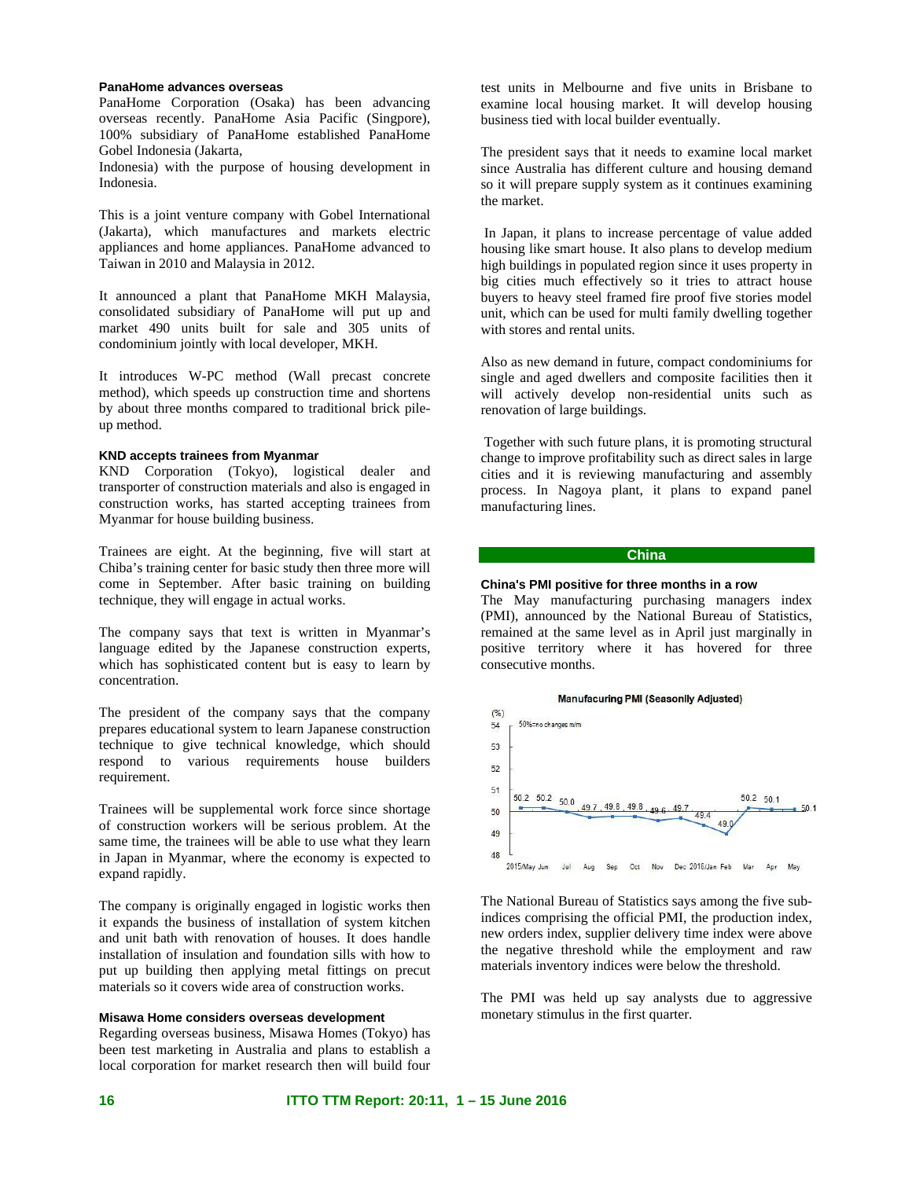### PanaHome advances overseas

PanaHome Corporation (Osaka) has been advancing overseas recently. PanaHome Asia Pacific (Singpore), 100% subsidiary of PanaHome established PanaHome Gobel Indonesia (Jakarta,

Indonesia) with the purpose of housing development in Indonesia.

This is a joint venture company with Gobel International (Jakarta), which manufactures and markets electric appliances and home appliances. PanaHome advanced to Taiwan in 2010 and Malaysia in 2012.

It announced a plant that PanaHome MKH Malaysia, consolidated subsidiary of PanaHome will put up and market 490 units built for sale and 305 units of condominium jointly with local developer, MKH.

It introduces W-PC method (Wall precast concrete method), which speeds up construction time and shortens by about three months compared to traditional brick pile-up method.

### KND accepts trainees from Myanmar

KND Corporation (Tokyo), logistical dealer and transporter of construction materials and also is engaged in construction works, has started accepting trainees from Myanmar for house building business.

Trainees are eight. At the beginning, five will start at Chiba's training center for basic study then three more will come in September. After basic training on building technique, they will engage in actual works.

The company says that text is written in Myanmar's language edited by the Japanese construction experts, which has sophisticated content but is easy to learn by concentration.

The president of the company says that the company prepares educational system to learn Japanese construction technique to give technical knowledge, which should respond to various requirements house builders requirement.

Trainees will be supplemental work force since shortage of construction workers will be serious problem. At the same time, the trainees will be able to use what they learn in Japan in Myanmar, where the economy is expected to expand rapidly.

The company is originally engaged in logistic works then it expands the business of installation of system kitchen and unit bath with renovation of houses. It does handle installation of insulation and foundation sills with how to put up building then applying metal fittings on precut materials so it covers wide area of construction works.

### Misawa Home considers overseas development

Regarding overseas business, Misawa Homes (Tokyo) has been test marketing in Australia and plans to establish a local corporation for market research then will build four test units in Melbourne and five units in Brisbane to examine local housing market. It will develop housing business tied with local builder eventually.

The president says that it needs to examine local market since Australia has different culture and housing demand so it will prepare supply system as it continues examining the market.

In Japan, it plans to increase percentage of value added housing like smart house. It also plans to develop medium high buildings in populated region since it uses property in big cities much effectively so it tries to attract house buyers to heavy steel framed fire proof five stories model unit, which can be used for multi family dwelling together with stores and rental units.

Also as new demand in future, compact condominiums for single and aged dwellers and composite facilities then it will actively develop non-residential units such as renovation of large buildings.

Together with such future plans, it is promoting structural change to improve profitability such as direct sales in large cities and it is reviewing manufacturing and assembly process. In Nagoya plant, it plans to expand panel manufacturing lines.

## China

### China's PMI positive for three months in a row

The May manufacturing purchasing managers index (PMI), announced by the National Bureau of Statistics, remained at the same level as in April just marginally in positive territory where it has hovered for three consecutive months.

**Manufacuring PMI (Seasonlly Adjusted)**

| 2015/May | Jun | Jul | Aug | Sep | Oct | Nov | Dec | 2016/Jan | Feb | Mar | Apr | May |
|---|---|---|---|---|---|---|---|---|---|---|---|---|
| 50.2 | 50.2 | 50.0 | 49.7 | 49.8 | 49.8 | 49.6 | 49.7 | 49.4 | 49.0 | 50.2 | 50.1 | 50.1 |

(%) 50%=no changes m/m

The National Bureau of Statistics says among the five sub-indices comprising the official PMI, the production index, new orders index, supplier delivery time index were above the negative threshold while the employment and raw materials inventory indices were below the threshold.

The PMI was held up say analysts due to aggressive monetary stimulus in the first quarter.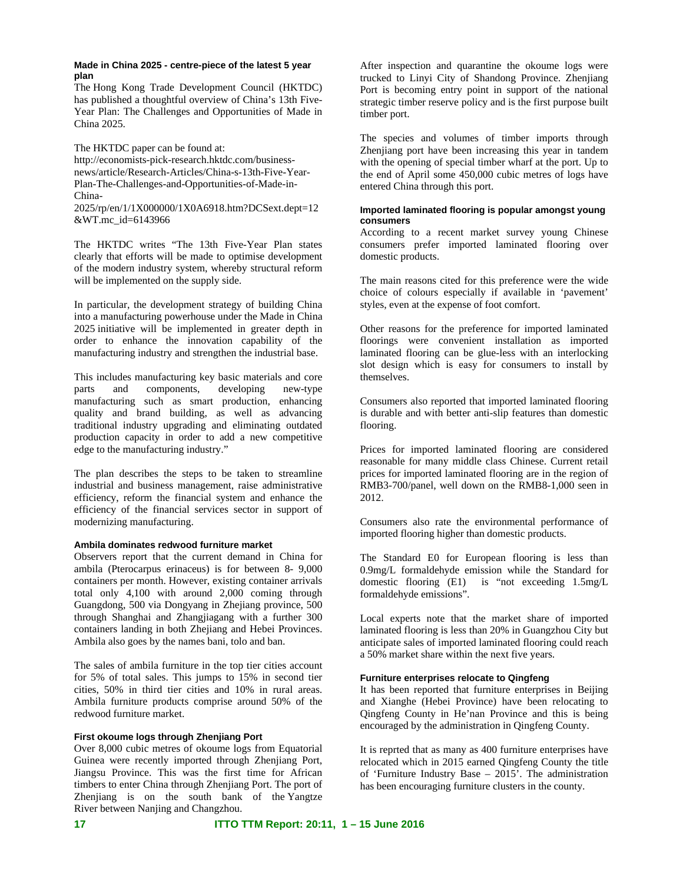### Made in China 2025 - centre-piece of the latest 5 year plan

The Hong Kong Trade Development Council (HKTDC) has published a thoughtful overview of China's 13th Five-Year Plan: The Challenges and Opportunities of Made in China 2025.

The HKTDC paper can be found at:
http://economists-pick-research.hktdc.com/business-news/article/Research-Articles/China-s-13th-Five-Year-Plan-The-Challenges-and-Opportunities-of-Made-in-China-2025/rp/en/1/1X000000/1X0A6918.htm?DCSext.dept=12&WT.mc_id=6143966

The HKTDC writes "The 13th Five-Year Plan states clearly that efforts will be made to optimise development of the modern industry system, whereby structural reform will be implemented on the supply side.

In particular, the development strategy of building China into a manufacturing powerhouse under the Made in China 2025 initiative will be implemented in greater depth in order to enhance the innovation capability of the manufacturing industry and strengthen the industrial base.

This includes manufacturing key basic materials and core parts and components, developing new-type manufacturing such as smart production, enhancing quality and brand building, as well as advancing traditional industry upgrading and eliminating outdated production capacity in order to add a new competitive edge to the manufacturing industry."

The plan describes the steps to be taken to streamline industrial and business management, raise administrative efficiency, reform the financial system and enhance the efficiency of the financial services sector in support of modernizing manufacturing.

### Ambila dominates redwood furniture market

Observers report that the current demand in China for ambila (Pterocarpus erinaceus) is for between 8- 9,000 containers per month. However, existing container arrivals total only 4,100 with around 2,000 coming through Guangdong, 500 via Dongyang in Zhejiang province, 500 through Shanghai and Zhangjiagang with a further 300 containers landing in both Zhejiang and Hebei Provinces. Ambila also goes by the names bani, tolo and ban.

The sales of ambila furniture in the top tier cities account for 5% of total sales. This jumps to 15% in second tier cities, 50% in third tier cities and 10% in rural areas. Ambila furniture products comprise around 50% of the redwood furniture market.

### First okoume logs through Zhenjiang Port

Over 8,000 cubic metres of okoume logs from Equatorial Guinea were recently imported through Zhenjiang Port, Jiangsu Province. This was the first time for African timbers to enter China through Zhenjiang Port. The port of Zhenjiang is on the south bank of the Yangtze River between Nanjing and Changzhou.

After inspection and quarantine the okoume logs were trucked to Linyi City of Shandong Province. Zhenjiang Port is becoming entry point in support of the national strategic timber reserve policy and is the first purpose built timber port.

The species and volumes of timber imports through Zhenjiang port have been increasing this year in tandem with the opening of special timber wharf at the port. Up to the end of April some 450,000 cubic metres of logs have entered China through this port.

### Imported laminated flooring is popular amongst young consumers

According to a recent market survey young Chinese consumers prefer imported laminated flooring over domestic products.

The main reasons cited for this preference were the wide choice of colours especially if available in 'pavement' styles, even at the expense of foot comfort.

Other reasons for the preference for imported laminated floorings were convenient installation as imported laminated flooring can be glue-less with an interlocking slot design which is easy for consumers to install by themselves.

Consumers also reported that imported laminated flooring is durable and with better anti-slip features than domestic flooring.

Prices for imported laminated flooring are considered reasonable for many middle class Chinese. Current retail prices for imported laminated flooring are in the region of RMB3-700/panel, well down on the RMB8-1,000 seen in 2012.

Consumers also rate the environmental performance of imported flooring higher than domestic products.

The Standard E0 for European flooring is less than 0.9mg/L formaldehyde emission while the Standard for domestic flooring (E1) is "not exceeding 1.5mg/L formaldehyde emissions".

Local experts note that the market share of imported laminated flooring is less than 20% in Guangzhou City but anticipate sales of imported laminated flooring could reach a 50% market share within the next five years.

### Furniture enterprises relocate to Qingfeng

It has been reported that furniture enterprises in Beijing and Xianghe (Hebei Province) have been relocating to Qingfeng County in He'nan Province and this is being encouraged by the administration in Qingfeng County.

It is reprted that as many as 400 furniture enterprises have relocated which in 2015 earned Qingfeng County the title of 'Furniture Industry Base – 2015'. The administration has been encouraging furniture clusters in the county.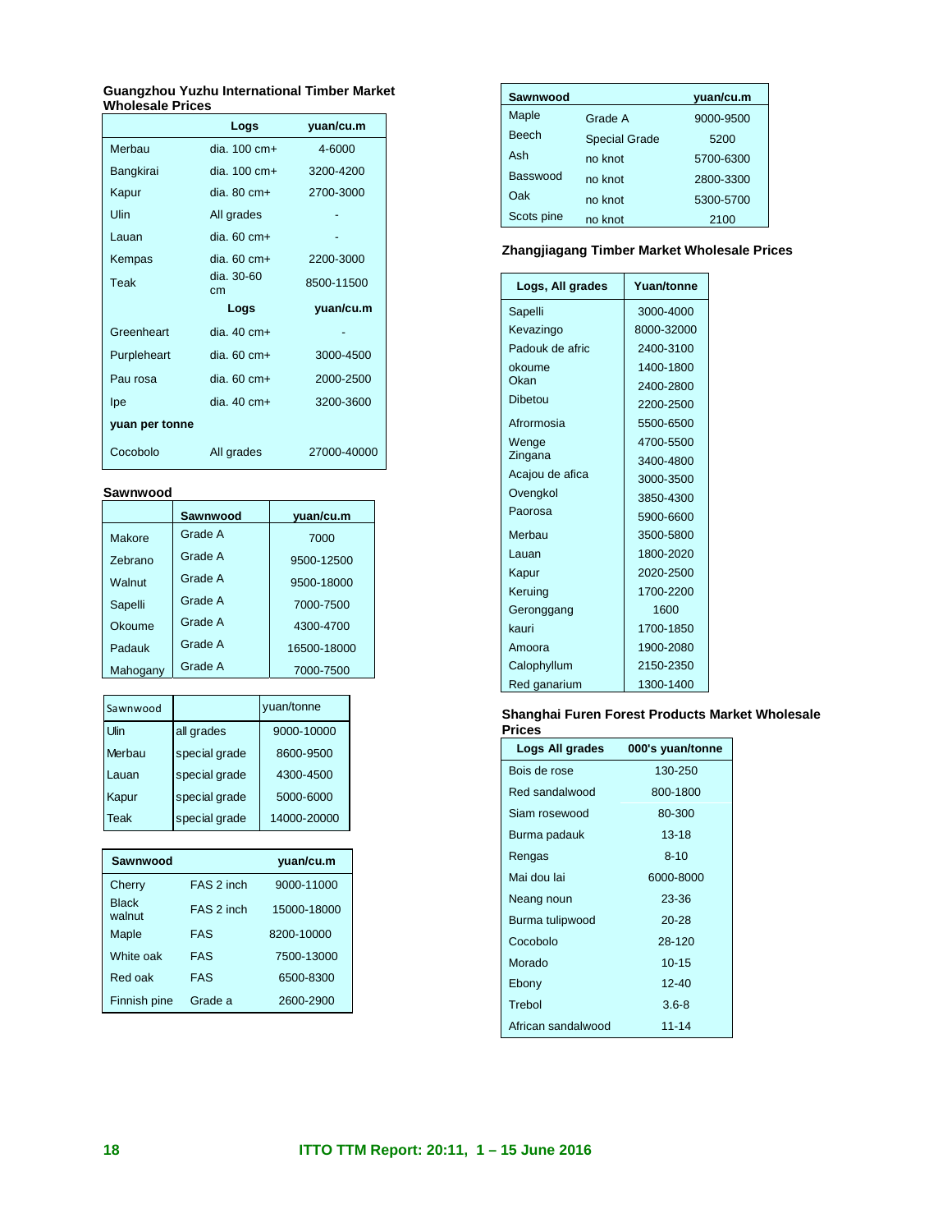### Guangzhou Yuzhu International Timber Market Wholesale Prices

| | Logs | yuan/cu.m |
|---|---|---|
| Merbau | dia. 100 cm+ | 4-6000 |
| Bangkirai | dia. 100 cm+ | 3200-4200 |
| Kapur | dia. 80 cm+ | 2700-3000 |
| Ulin | All grades | - |
| Lauan | dia. 60 cm+ | - |
| Kempas | dia. 60 cm+ | 2200-3000 |
| Teak | dia. 30-60 cm | 8500-11500 |
| | **Logs** | **yuan/cu.m** |
| Greenheart | dia. 40 cm+ | - |
| Purpleheart | dia. 60 cm+ | 3000-4500 |
| Pau rosa | dia. 60 cm+ | 2000-2500 |
| Ipe | dia. 40 cm+ | 3200-3600 |
| **yuan per tonne** | | |
| Cocobolo | All grades | 27000-40000 |

**Sawnwood**

| | Sawnwood | yuan/cu.m |
|---|---|---|
| Makore | Grade A | 7000 |
| Zebrano | Grade A | 9500-12500 |
| Walnut | Grade A | 9500-18000 |
| Sapelli | Grade A | 7000-7500 |
| Okoume | Grade A | 4300-4700 |
| Padauk | Grade A | 16500-18000 |
| Mahogany | Grade A | 7000-7500 |

| Sawnwood | | yuan/tonne |
|---|---|---|
| Ulin | all grades | 9000-10000 |
| Merbau | special grade | 8600-9500 |
| Lauan | special grade | 4300-4500 |
| Kapur | special grade | 5000-6000 |
| Teak | special grade | 14000-20000 |

| Sawnwood | | yuan/cu.m |
|---|---|---|
| Cherry | FAS 2 inch | 9000-11000 |
| Black walnut | FAS 2 inch | 15000-18000 |
| Maple | FAS | 8200-10000 |
| White oak | FAS | 7500-13000 |
| Red oak | FAS | 6500-8300 |
| Finnish pine | Grade a | 2600-2900 |

| Sawnwood | | yuan/cu.m |
|---|---|---|
| Maple | Grade A | 9000-9500 |
| Beech | Special Grade | 5200 |
| Ash | no knot | 5700-6300 |
| Basswood | no knot | 2800-3300 |
| Oak | no knot | 5300-5700 |
| Scots pine | no knot | 2100 |

### Zhangjiagang Timber Market Wholesale Prices

| Logs, All grades | Yuan/tonne |
|---|---|
| Sapelli | 3000-4000 |
| Kevazingo | 8000-32000 |
| Padouk de afric | 2400-3100 |
| okoume | 1400-1800 |
| Okan | 2400-2800 |
| Dibetou | 2200-2500 |
| Afrormosia | 5500-6500 |
| Wenge | 4700-5500 |
| Zingana | 3400-4800 |
| Acajou de afica | 3000-3500 |
| Ovengkol | 3850-4300 |
| Paorosa | 5900-6600 |
| Merbau | 3500-5800 |
| Lauan | 1800-2020 |
| Kapur | 2020-2500 |
| Keruing | 1700-2200 |
| Geronggang | 1600 |
| kauri | 1700-1850 |
| Amoora | 1900-2080 |
| Calophyllum | 2150-2350 |
| Red ganarium | 1300-1400 |

### Shanghai Furen Forest Products Market Wholesale Prices

| Logs All grades | 000's yuan/tonne |
|---|---|
| Bois de rose | 130-250 |
| Red sandalwood | 800-1800 |
| Siam rosewood | 80-300 |
| Burma padauk | 13-18 |
| Rengas | 8-10 |
| Mai dou lai | 6000-8000 |
| Neang noun | 23-36 |
| Burma tulipwood | 20-28 |
| Cocobolo | 28-120 |
| Morado | 10-15 |
| Ebony | 12-40 |
| Trebol | 3.6-8 |
| African sandalwood | 11-14 |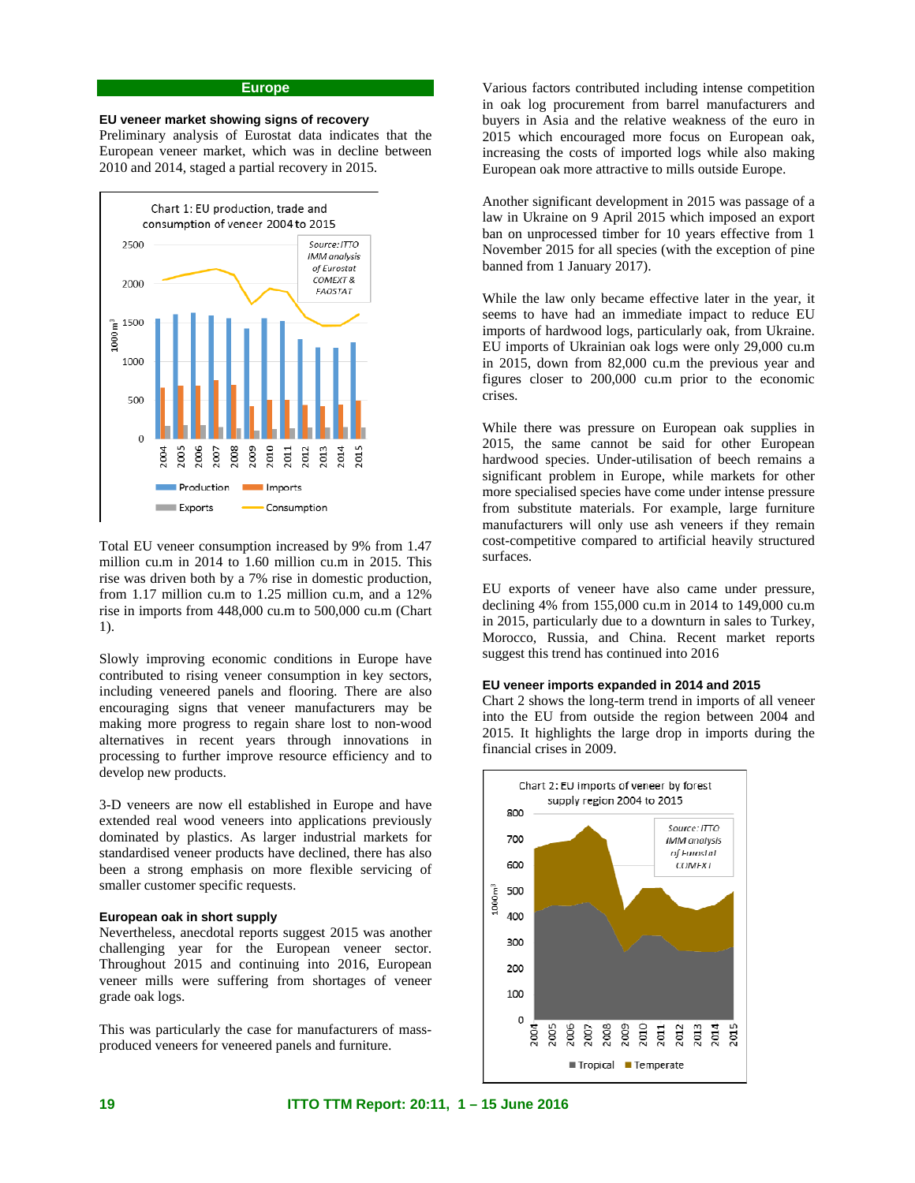## Europe

### EU veneer market showing signs of recovery

Preliminary analysis of Eurostat data indicates that the European veneer market, which was in decline between 2010 and 2014, staged a partial recovery in 2015.

Chart 1: EU production, trade and consumption of veneer 2004 to 2015

Source: ITTO IMM analysis of Eurostat COMEXT & FAOSTAT

Total EU veneer consumption increased by 9% from 1.47 million cu.m in 2014 to 1.60 million cu.m in 2015. This rise was driven both by a 7% rise in domestic production, from 1.17 million cu.m to 1.25 million cu.m, and a 12% rise in imports from 448,000 cu.m to 500,000 cu.m (Chart 1).

Slowly improving economic conditions in Europe have contributed to rising veneer consumption in key sectors, including veneered panels and flooring. There are also encouraging signs that veneer manufacturers may be making more progress to regain share lost to non-wood alternatives in recent years through innovations in processing to further improve resource efficiency and to develop new products.

3-D veneers are now ell established in Europe and have extended real wood veneers into applications previously dominated by plastics. As larger industrial markets for standardised veneer products have declined, there has also been a strong emphasis on more flexible servicing of smaller customer specific requests.

### European oak in short supply

Nevertheless, anecdotal reports suggest 2015 was another challenging year for the European veneer sector. Throughout 2015 and continuing into 2016, European veneer mills were suffering from shortages of veneer grade oak logs.

This was particularly the case for manufacturers of mass-produced veneers for veneered panels and furniture.

Various factors contributed including intense competition in oak log procurement from barrel manufacturers and buyers in Asia and the relative weakness of the euro in 2015 which encouraged more focus on European oak, increasing the costs of imported logs while also making European oak more attractive to mills outside Europe.

Another significant development in 2015 was passage of a law in Ukraine on 9 April 2015 which imposed an export ban on unprocessed timber for 10 years effective from 1 November 2015 for all species (with the exception of pine banned from 1 January 2017).

While the law only became effective later in the year, it seems to have had an immediate impact to reduce EU imports of hardwood logs, particularly oak, from Ukraine. EU imports of Ukrainian oak logs were only 29,000 cu.m in 2015, down from 82,000 cu.m the previous year and figures closer to 200,000 cu.m prior to the economic crises.

While there was pressure on European oak supplies in 2015, the same cannot be said for other European hardwood species. Under-utilisation of beech remains a significant problem in Europe, while markets for other more specialised species have come under intense pressure from substitute materials. For example, large furniture manufacturers will only use ash veneers if they remain cost-competitive compared to artificial heavily structured surfaces.

EU exports of veneer have also came under pressure, declining 4% from 155,000 cu.m in 2014 to 149,000 cu.m in 2015, particularly due to a downturn in sales to Turkey, Morocco, Russia, and China. Recent market reports suggest this trend has continued into 2016

### EU veneer imports expanded in 2014 and 2015

Chart 2 shows the long-term trend in imports of all veneer into the EU from outside the region between 2004 and 2015. It highlights the large drop in imports during the financial crises in 2009.

Chart 2: EU imports of veneer by forest supply region 2004 to 2015

Source: ITTO IMM analysis of Eurostat COMEXT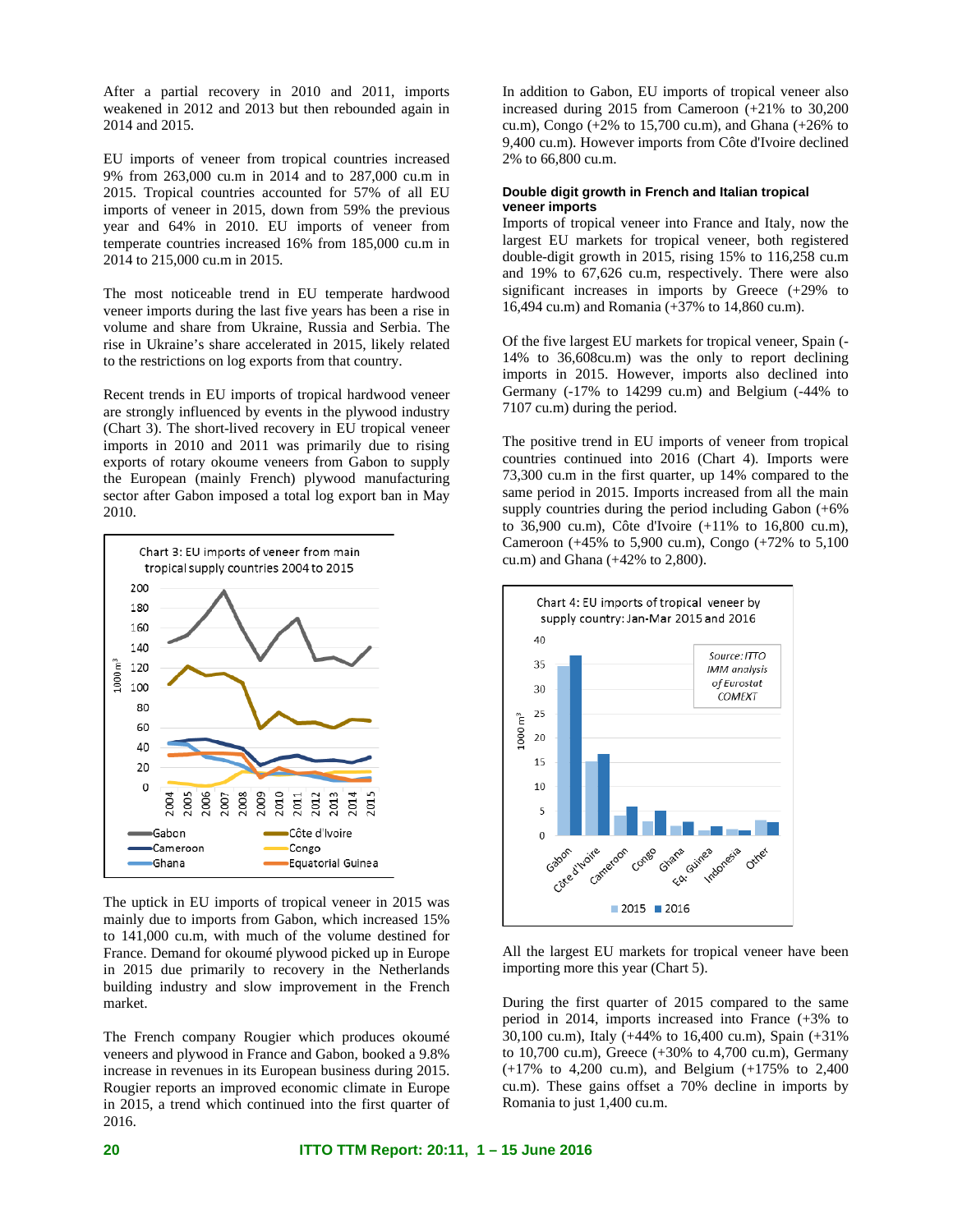After a partial recovery in 2010 and 2011, imports weakened in 2012 and 2013 but then rebounded again in 2014 and 2015.

EU imports of veneer from tropical countries increased 9% from 263,000 cu.m in 2014 and to 287,000 cu.m in 2015. Tropical countries accounted for 57% of all EU imports of veneer in 2015, down from 59% the previous year and 64% in 2010. EU imports of veneer from temperate countries increased 16% from 185,000 cu.m in 2014 to 215,000 cu.m in 2015.

The most noticeable trend in EU temperate hardwood veneer imports during the last five years has been a rise in volume and share from Ukraine, Russia and Serbia. The rise in Ukraine's share accelerated in 2015, likely related to the restrictions on log exports from that country.

Recent trends in EU imports of tropical hardwood veneer are strongly influenced by events in the plywood industry (Chart 3). The short-lived recovery in EU tropical veneer imports in 2010 and 2011 was primarily due to rising exports of rotary okoume veneers from Gabon to supply the European (mainly French) plywood manufacturing sector after Gabon imposed a total log export ban in May 2010.

Chart 3: EU imports of veneer from main tropical supply countries 2004 to 2015

The uptick in EU imports of tropical veneer in 2015 was mainly due to imports from Gabon, which increased 15% to 141,000 cu.m, with much of the volume destined for France. Demand for okoumé plywood picked up in Europe in 2015 due primarily to recovery in the Netherlands building industry and slow improvement in the French market.

The French company Rougier which produces okoumé veneers and plywood in France and Gabon, booked a 9.8% increase in revenues in its European business during 2015. Rougier reports an improved economic climate in Europe in 2015, a trend which continued into the first quarter of 2016.

In addition to Gabon, EU imports of tropical veneer also increased during 2015 from Cameroon (+21% to 30,200 cu.m), Congo (+2% to 15,700 cu.m), and Ghana (+26% to 9,400 cu.m). However imports from Côte d'Ivoire declined 2% to 66,800 cu.m.

**Double digit growth in French and Italian tropical veneer imports**

Imports of tropical veneer into France and Italy, now the largest EU markets for tropical veneer, both registered double-digit growth in 2015, rising 15% to 116,258 cu.m and 19% to 67,626 cu.m, respectively. There were also significant increases in imports by Greece (+29% to 16,494 cu.m) and Romania (+37% to 14,860 cu.m).

Of the five largest EU markets for tropical veneer, Spain (-14% to 36,608cu.m) was the only to report declining imports in 2015. However, imports also declined into Germany (-17% to 14299 cu.m) and Belgium (-44% to 7107 cu.m) during the period.

The positive trend in EU imports of veneer from tropical countries continued into 2016 (Chart 4). Imports were 73,300 cu.m in the first quarter, up 14% compared to the same period in 2015. Imports increased from all the main supply countries during the period including Gabon (+6% to 36,900 cu.m), Côte d'Ivoire (+11% to 16,800 cu.m), Cameroon (+45% to 5,900 cu.m), Congo (+72% to 5,100 cu.m) and Ghana (+42% to 2,800).

Chart 4: EU imports of tropical veneer by supply country: Jan-Mar 2015 and 2016

*Source: ITTO IMM analysis of Eurostat COMEXT*

All the largest EU markets for tropical veneer have been importing more this year (Chart 5).

During the first quarter of 2015 compared to the same period in 2014, imports increased into France (+3% to 30,100 cu.m), Italy (+44% to 16,400 cu.m), Spain (+31% to 10,700 cu.m), Greece (+30% to 4,700 cu.m), Germany (+17% to 4,200 cu.m), and Belgium (+175% to 2,400 cu.m). These gains offset a 70% decline in imports by Romania to just 1,400 cu.m.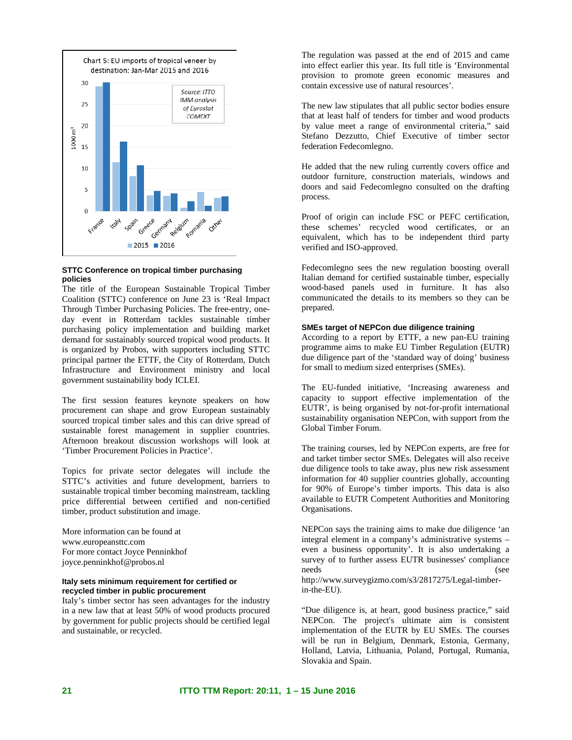Chart 5: EU imports of tropical veneer by destination: Jan-Mar 2015 and 2016

*Source: ITTO IMM analysis of Eurostat COMEXT*

### STTC Conference on tropical timber purchasing policies

The title of the European Sustainable Tropical Timber Coalition (STTC) conference on June 23 is 'Real Impact Through Timber Purchasing Policies. The free-entry, one-day event in Rotterdam tackles sustainable timber purchasing policy implementation and building market demand for sustainably sourced tropical wood products. It is organized by Probos, with supporters including STTC principal partner the ETTF, the City of Rotterdam, Dutch Infrastructure and Environment ministry and local government sustainability body ICLEI.

The first session features keynote speakers on how procurement can shape and grow European sustainably sourced tropical timber sales and this can drive spread of sustainable forest management in supplier countries. Afternoon breakout discussion workshops will look at 'Timber Procurement Policies in Practice'.

Topics for private sector delegates will include the STTC's activities and future development, barriers to sustainable tropical timber becoming mainstream, tackling price differential between certified and non-certified timber, product substitution and image.

More information can be found at www.europeansttc.com
For more contact Joyce Penninkhof
joyce.penninkhof@probos.nl

### Italy sets minimum requirement for certified or recycled timber in public procurement

Italy's timber sector has seen advantages for the industry in a new law that at least 50% of wood products procured by government for public projects should be certified legal and sustainable, or recycled.

The regulation was passed at the end of 2015 and came into effect earlier this year. Its full title is 'Environmental provision to promote green economic measures and contain excessive use of natural resources'.

The new law stipulates that all public sector bodies ensure that at least half of tenders for timber and wood products by value meet a range of environmental criteria," said Stefano Dezzutto, Chief Executive of timber sector federation Fedecomlegno.

He added that the new ruling currently covers office and outdoor furniture, construction materials, windows and doors and said Fedecomlegno consulted on the drafting process.

Proof of origin can include FSC or PEFC certification, these schemes' recycled wood certificates, or an equivalent, which has to be independent third party verified and ISO-approved.

Fedecomlegno sees the new regulation boosting overall Italian demand for certified sustainable timber, especially wood-based panels used in furniture. It has also communicated the details to its members so they can be prepared.

### SMEs target of NEPCon due diligence training

According to a report by ETTF, a new pan-EU training programme aims to make EU Timber Regulation (EUTR) due diligence part of the 'standard way of doing' business for small to medium sized enterprises (SMEs).

The EU-funded initiative, 'Increasing awareness and capacity to support effective implementation of the EUTR', is being organised by not-for-profit international sustainability organisation NEPCon, with support from the Global Timber Forum.

The training courses, led by NEPCon experts, are free for and tarket timber sector SMEs. Delegates will also receive due diligence tools to take away, plus new risk assessment information for 40 supplier countries globally, accounting for 90% of Europe's timber imports. This data is also available to EUTR Competent Authorities and Monitoring Organisations.

NEPCon says the training aims to make due diligence 'an integral element in a company's administrative systems – even a business opportunity'. It is also undertaking a survey of to further assess EUTR businesses' compliance needs (see http://www.surveygizmo.com/s3/2817275/Legal-timber-in-the-EU).

"Due diligence is, at heart, good business practice," said NEPCon. The project's ultimate aim is consistent implementation of the EUTR by EU SMEs. The courses will be run in Belgium, Denmark, Estonia, Germany, Holland, Latvia, Lithuania, Poland, Portugal, Rumania, Slovakia and Spain.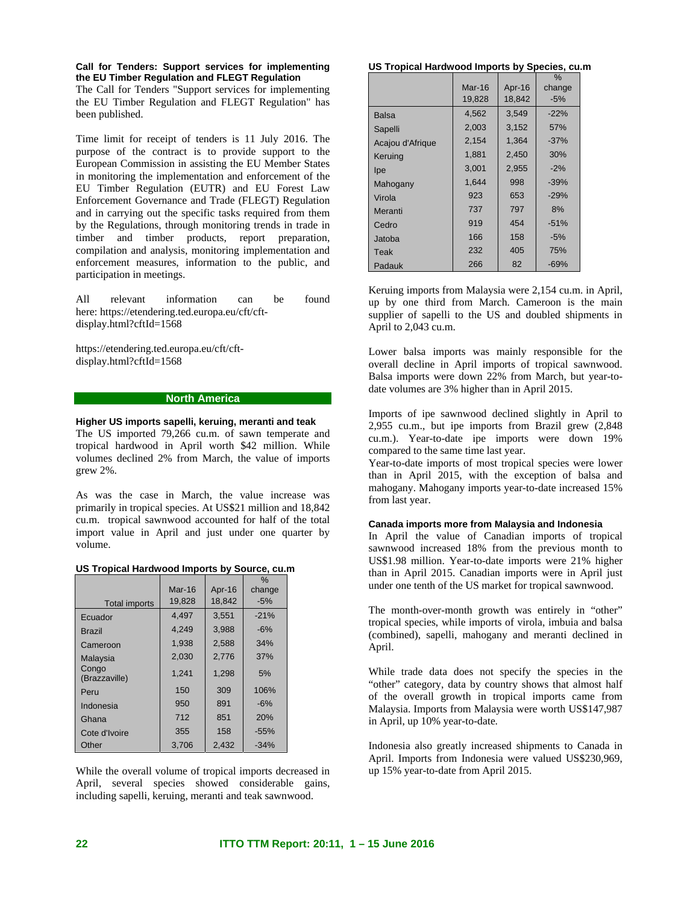**Call for Tenders: Support services for implementing the EU Timber Regulation and FLEGT Regulation**

The Call for Tenders "Support services for implementing the EU Timber Regulation and FLEGT Regulation" has been published.

Time limit for receipt of tenders is 11 July 2016. The purpose of the contract is to provide support to the European Commission in assisting the EU Member States in monitoring the implementation and enforcement of the EU Timber Regulation (EUTR) and EU Forest Law Enforcement Governance and Trade (FLEGT) Regulation and in carrying out the specific tasks required from them by the Regulations, through monitoring trends in trade in timber and timber products, report preparation, compilation and analysis, monitoring implementation and enforcement measures, information to the public, and participation in meetings.

All relevant information can be found here: https://etendering.ted.europa.eu/cft/cft-display.html?cftId=1568

https://etendering.ted.europa.eu/cft/cft-display.html?cftId=1568

## North America

**Higher US imports sapelli, keruing, meranti and teak**

The US imported 79,266 cu.m. of sawn temperate and tropical hardwood in April worth $42 million. While volumes declined 2% from March, the value of imports grew 2%.

As was the case in March, the value increase was primarily in tropical species. At US$21 million and 18,842 cu.m. tropical sawnwood accounted for half of the total import value in April and just under one quarter by volume.

**US Tropical Hardwood Imports by Source, cu.m**

| Total imports | Mar-16 19,828 | Apr-16 18,842 | % change -5% |
|---|---|---|---|
| Ecuador | 4,497 | 3,551 | -21% |
| Brazil | 4,249 | 3,988 | -6% |
| Cameroon | 1,938 | 2,588 | 34% |
| Malaysia | 2,030 | 2,776 | 37% |
| Congo (Brazzaville) | 1,241 | 1,298 | 5% |
| Peru | 150 | 309 | 106% |
| Indonesia | 950 | 891 | -6% |
| Ghana | 712 | 851 | 20% |
| Cote d'Ivoire | 355 | 158 | -55% |
| Other | 3,706 | 2,432 | -34% |

While the overall volume of tropical imports decreased in April, several species showed considerable gains, including sapelli, keruing, meranti and teak sawnwood.

**US Tropical Hardwood Imports by Species, cu.m**

| | Mar-16 19,828 | Apr-16 18,842 | % change -5% |
|---|---|---|---|
| Balsa | 4,562 | 3,549 | -22% |
| Sapelli | 2,003 | 3,152 | 57% |
| Acajou d'Afrique | 2,154 | 1,364 | -37% |
| Keruing | 1,881 | 2,450 | 30% |
| Ipe | 3,001 | 2,955 | -2% |
| Mahogany | 1,644 | 998 | -39% |
| Virola | 923 | 653 | -29% |
| Meranti | 737 | 797 | 8% |
| Cedro | 919 | 454 | -51% |
| Jatoba | 166 | 158 | -5% |
| Teak | 232 | 405 | 75% |
| Padauk | 266 | 82 | -69% |

Keruing imports from Malaysia were 2,154 cu.m. in April, up by one third from March. Cameroon is the main supplier of sapelli to the US and doubled shipments in April to 2,043 cu.m.

Lower balsa imports was mainly responsible for the overall decline in April imports of tropical sawnwood. Balsa imports were down 22% from March, but year-to-date volumes are 3% higher than in April 2015.

Imports of ipe sawnwood declined slightly in April to 2,955 cu.m., but ipe imports from Brazil grew (2,848 cu.m.). Year-to-date ipe imports were down 19% compared to the same time last year.

Year-to-date imports of most tropical species were lower than in April 2015, with the exception of balsa and mahogany. Mahogany imports year-to-date increased 15% from last year.

**Canada imports more from Malaysia and Indonesia**

In April the value of Canadian imports of tropical sawnwood increased 18% from the previous month to US$1.98 million. Year-to-date imports were 21% higher than in April 2015. Canadian imports were in April just under one tenth of the US market for tropical sawnwood.

The month-over-month growth was entirely in "other" tropical species, while imports of virola, imbuia and balsa (combined), sapelli, mahogany and meranti declined in April.

While trade data does not specify the species in the "other" category, data by country shows that almost half of the overall growth in tropical imports came from Malaysia. Imports from Malaysia were worth US$147,987 in April, up 10% year-to-date.

Indonesia also greatly increased shipments to Canada in April. Imports from Indonesia were valued US$230,969, up 15% year-to-date from April 2015.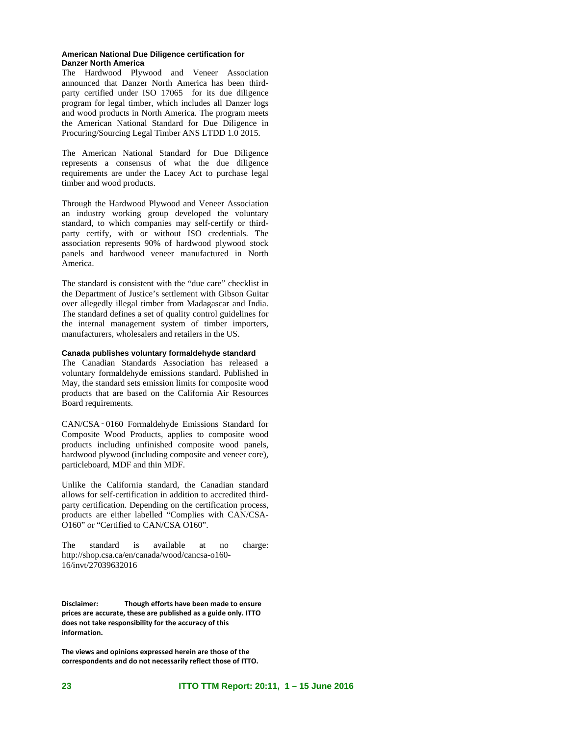### American National Due Diligence certification for Danzer North America

The Hardwood Plywood and Veneer Association announced that Danzer North America has been third-party certified under ISO 17065 for its due diligence program for legal timber, which includes all Danzer logs and wood products in North America. The program meets the American National Standard for Due Diligence in Procuring/Sourcing Legal Timber ANS LTDD 1.0 2015.

The American National Standard for Due Diligence represents a consensus of what the due diligence requirements are under the Lacey Act to purchase legal timber and wood products.

Through the Hardwood Plywood and Veneer Association an industry working group developed the voluntary standard, to which companies may self-certify or third-party certify, with or without ISO credentials. The association represents 90% of hardwood plywood stock panels and hardwood veneer manufactured in North America.

The standard is consistent with the "due care" checklist in the Department of Justice's settlement with Gibson Guitar over allegedly illegal timber from Madagascar and India. The standard defines a set of quality control guidelines for the internal management system of timber importers, manufacturers, wholesalers and retailers in the US.

### Canada publishes voluntary formaldehyde standard

The Canadian Standards Association has released a voluntary formaldehyde emissions standard. Published in May, the standard sets emission limits for composite wood products that are based on the California Air Resources Board requirements.

CAN/CSA‑0160 Formaldehyde Emissions Standard for Composite Wood Products, applies to composite wood products including unfinished composite wood panels, hardwood plywood (including composite and veneer core), particleboard, MDF and thin MDF.

Unlike the California standard, the Canadian standard allows for self-certification in addition to accredited third-party certification. Depending on the certification process, products are either labelled "Complies with CAN/CSA-O160" or "Certified to CAN/CSA O160".

The standard is available at no charge: http://shop.csa.ca/en/canada/wood/cancsa-o160-16/invt/27039632016

**Disclaimer: Though efforts have been made to ensure prices are accurate, these are published as a guide only. ITTO does not take responsibility for the accuracy of this information.**

**The views and opinions expressed herein are those of the correspondents and do not necessarily reflect those of ITTO.**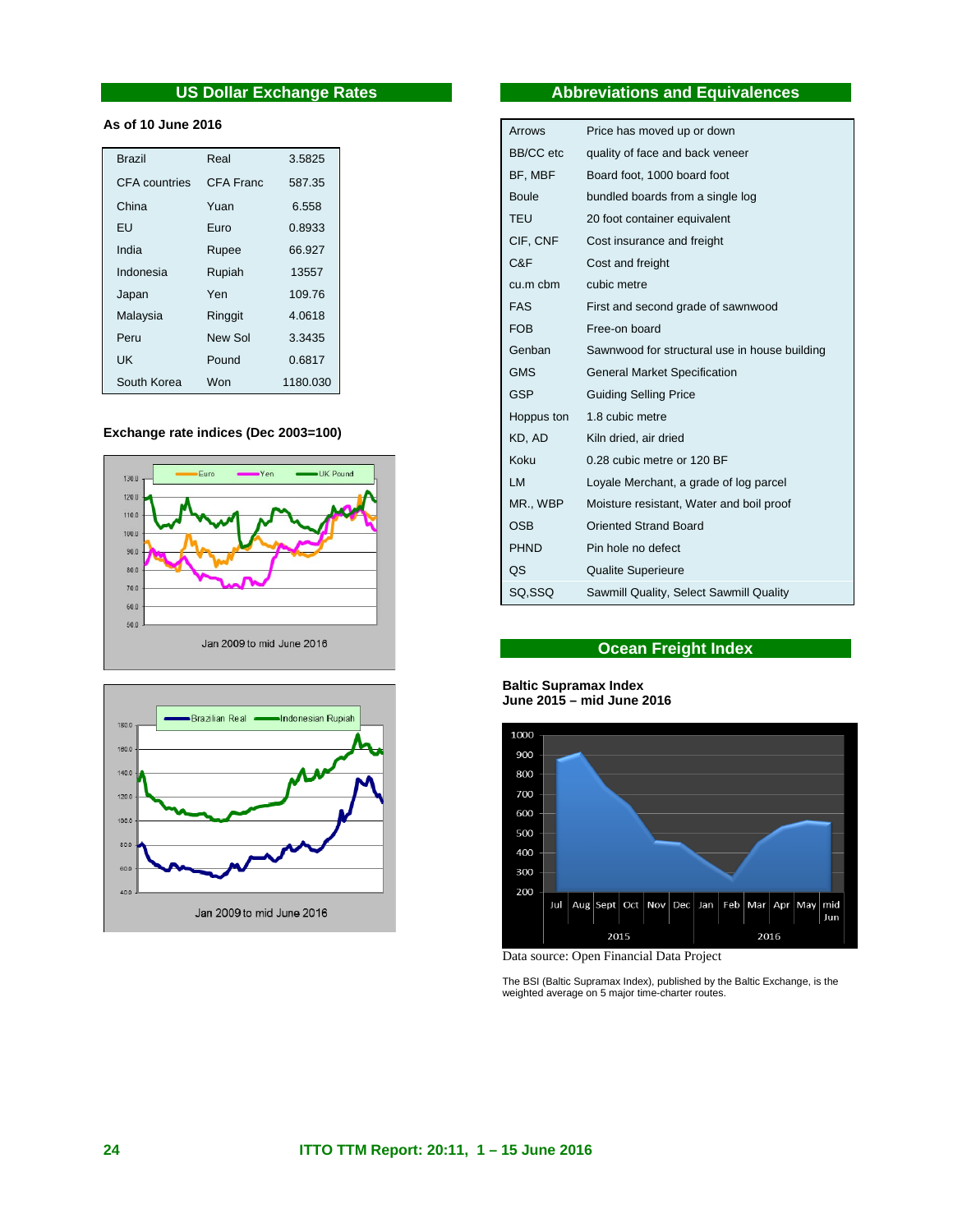## US Dollar Exchange Rates

**As of 10 June 2016**

| | | |
|---|---|---|
| Brazil | Real | 3.5825 |
| CFA countries | CFA Franc | 587.35 |
| China | Yuan | 6.558 |
| EU | Euro | 0.8933 |
| India | Rupee | 66.927 |
| Indonesia | Rupiah | 13557 |
| Japan | Yen | 109.76 |
| Malaysia | Ringgit | 4.0618 |
| Peru | New Sol | 3.3435 |
| UK | Pound | 0.6817 |
| South Korea | Won | 1180.030 |

**Exchange rate indices (Dec 2003=100)**

Jan 2009 to mid June 2016

Jan 2009 to mid June 2016

## Abbreviations and Equivalences

| | |
|---|---|
| Arrows | Price has moved up or down |
| BB/CC etc | quality of face and back veneer |
| BF, MBF | Board foot, 1000 board foot |
| Boule | bundled boards from a single log |
| TEU | 20 foot container equivalent |
| CIF, CNF | Cost insurance and freight |
| C&F | Cost and freight |
| cu.m cbm | cubic metre |
| FAS | First and second grade of sawnwood |
| FOB | Free-on board |
| Genban | Sawnwood for structural use in house building |
| GMS | General Market Specification |
| GSP | Guiding Selling Price |
| Hoppus ton | 1.8 cubic metre |
| KD, AD | Kiln dried, air dried |
| Koku | 0.28 cubic metre or 120 BF |
| LM | Loyale Merchant, a grade of log parcel |
| MR., WBP | Moisture resistant, Water and boil proof |
| OSB | Oriented Strand Board |
| PHND | Pin hole no defect |
| QS | Qualite Superieure |
| SQ,SSQ | Sawmill Quality, Select Sawmill Quality |

## Ocean Freight Index

**Baltic Supramax Index**
**June 2015 – mid June 2016**

Data source: Open Financial Data Project

The BSI (Baltic Supramax Index), published by the Baltic Exchange, is the weighted average on 5 major time-charter routes.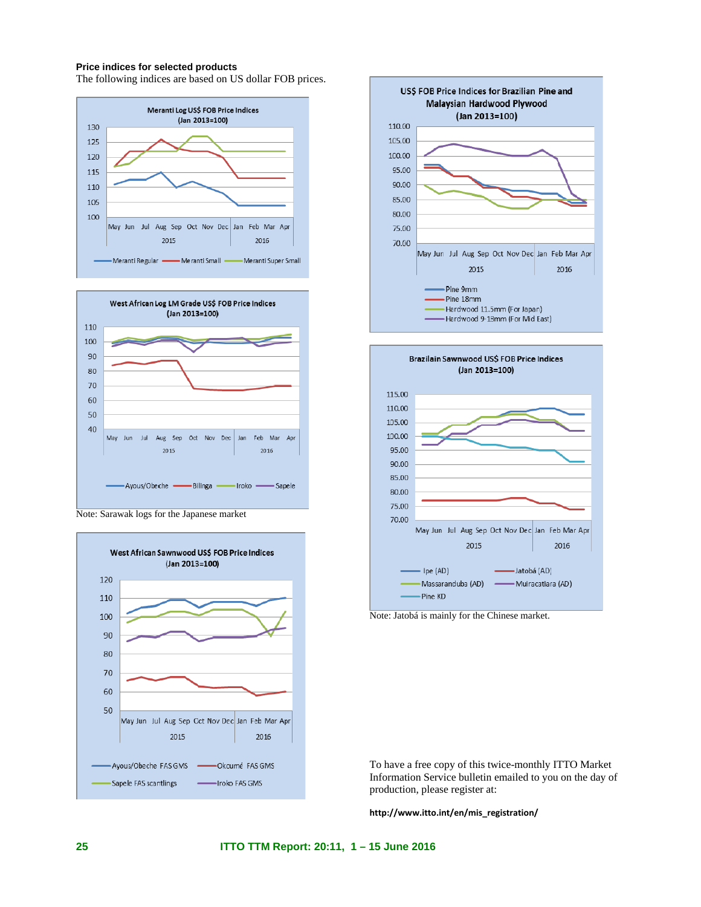**Price indices for selected products**

The following indices are based on US dollar FOB prices.

Meranti Log US$ FOB Price Indices
(Jan 2013=100)

130
125
120
115
110
105
100

May Jun Jul Aug Sep Oct Nov Dec Jan Feb Mar Apr
2015 2016

Meranti Regular — Meranti Small — Meranti Super Small

West African Log LM Grade US$ FOB Price Indices
(Jan 2013=100)

110
100
90
80
70
60
50
40

May Jun Jul Aug Sep Oct Nov Dec Jan Feb Mar Apr
2015 2016

Ayous/Obeche — Bilinga — Iroko — Sapele

Note: Sarawak logs for the Japanese market

West African Sawnwood US$ FOB Price Indices
(Jan 2013=100)

120
110
100
90
80
70
60
50

May Jun Jul Aug Sep Oct Nov Dec Jan Feb Mar Apr
2015 2016

Ayous/Obeche FAS GMS — Okoumé FAS GMS
Sapele FAS scantlings — Iroko FAS GMS

US$ FOB Price Indices for Brazilian Pine and Malaysian Hardwood Plywood
(Jan 2013=100)

110.00
105.00
100.00
95.00
90.00
85.00
80.00
75.00
70.00

May Jun Jul Aug Sep Oct Nov Dec Jan Feb Mar Apr
2015 2016

Pine 9mm
Pine 18mm
Hardwood 11.5mm (For Japan)
Hardwood 9-18mm (For Mid East)

Brazilain Sawnwood US$ FOB Price Indices
(Jan 2013=100)

115.00
110.00
105.00
100.00
95.00
90.00
85.00
80.00
75.00
70.00

May Jun Jul Aug Sep Oct Nov Dec Jan Feb Mar Apr
2015 2016

Ipe (AD) — Jatobá (AD)
Massaranduba (AD) — Muiracatiara (AD)
Pine KD

Note: Jatobá is mainly for the Chinese market.

To have a free copy of this twice-monthly ITTO Market Information Service bulletin emailed to you on the day of production, please register at:

**http://www.itto.int/en/mis_registration/**